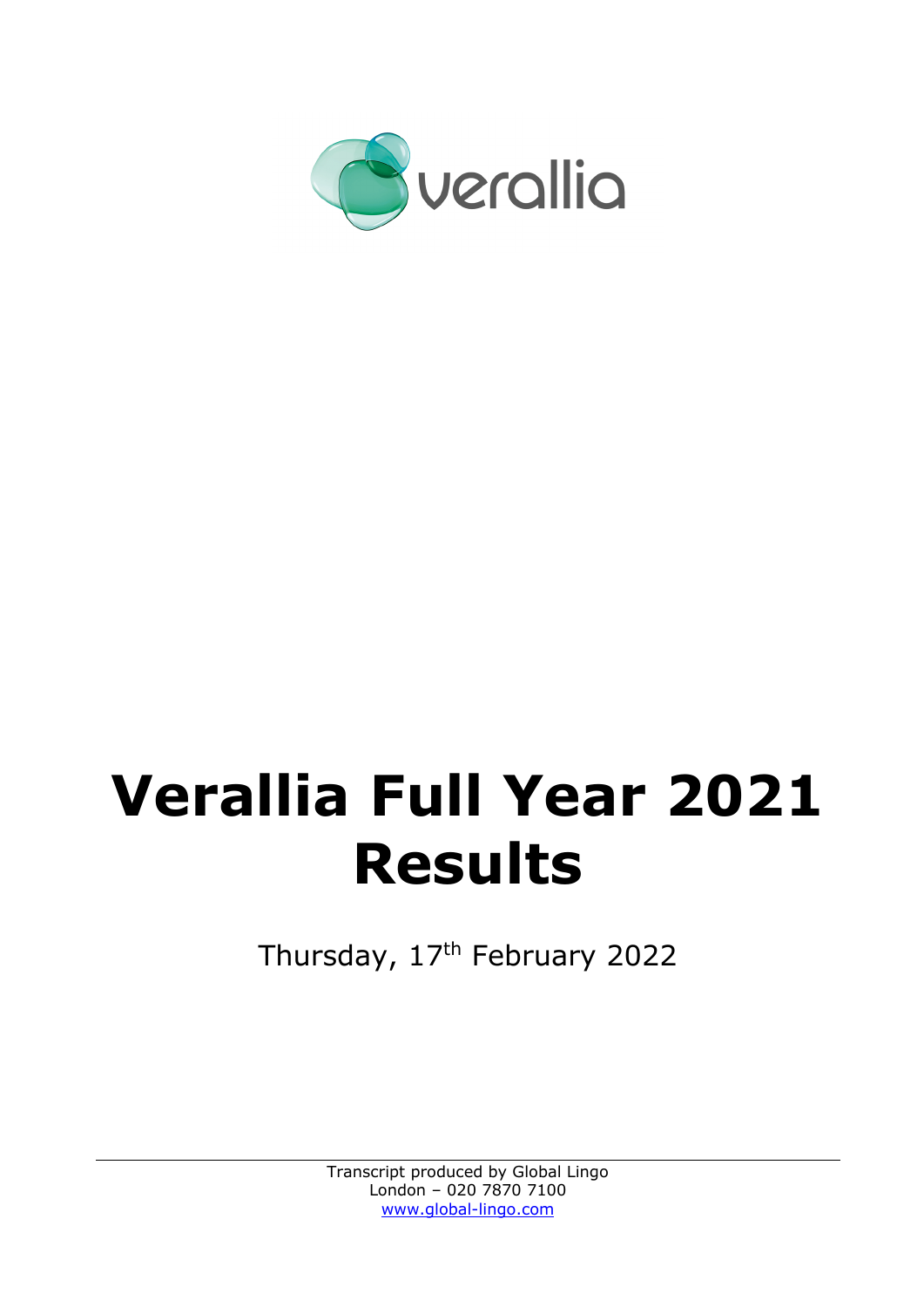verallia

# Verallia Full Year 2021 Results

Thursday, 17th February 2022

Transcript produced by Global Lingo
London – 020 7870 7100
www.global-lingo.com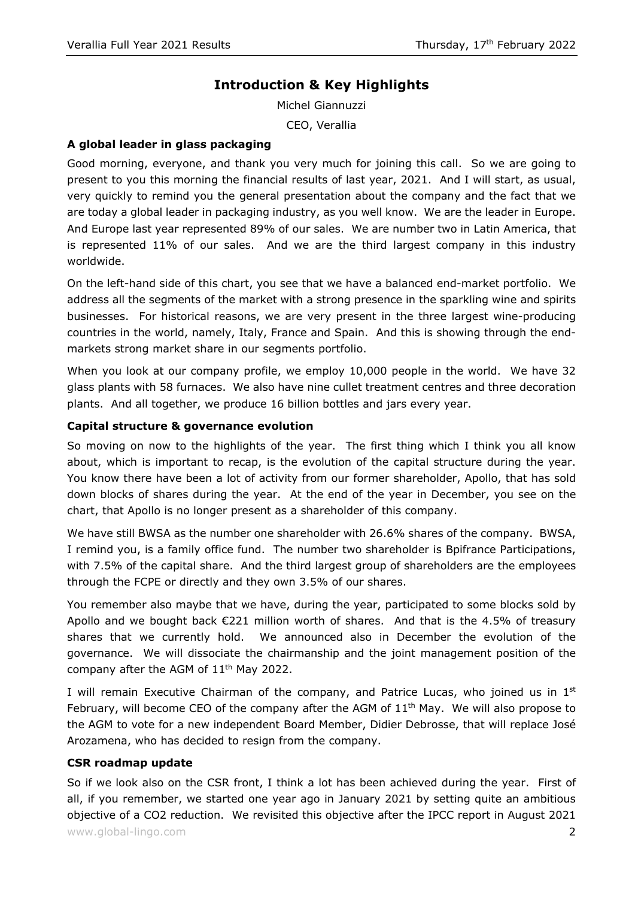## Introduction & Key Highlights

Michel Giannuzzi

CEO, Verallia

### A global leader in glass packaging

Good morning, everyone, and thank you very much for joining this call. So we are going to present to you this morning the financial results of last year, 2021. And I will start, as usual, very quickly to remind you the general presentation about the company and the fact that we are today a global leader in packaging industry, as you well know. We are the leader in Europe. And Europe last year represented 89% of our sales. We are number two in Latin America, that is represented 11% of our sales. And we are the third largest company in this industry worldwide.

On the left-hand side of this chart, you see that we have a balanced end-market portfolio. We address all the segments of the market with a strong presence in the sparkling wine and spirits businesses. For historical reasons, we are very present in the three largest wine-producing countries in the world, namely, Italy, France and Spain. And this is showing through the end-markets strong market share in our segments portfolio.

When you look at our company profile, we employ 10,000 people in the world. We have 32 glass plants with 58 furnaces. We also have nine cullet treatment centres and three decoration plants. And all together, we produce 16 billion bottles and jars every year.

### Capital structure & governance evolution

So moving on now to the highlights of the year. The first thing which I think you all know about, which is important to recap, is the evolution of the capital structure during the year. You know there have been a lot of activity from our former shareholder, Apollo, that has sold down blocks of shares during the year. At the end of the year in December, you see on the chart, that Apollo is no longer present as a shareholder of this company.

We have still BWSA as the number one shareholder with 26.6% shares of the company. BWSA, I remind you, is a family office fund. The number two shareholder is Bpifrance Participations, with 7.5% of the capital share. And the third largest group of shareholders are the employees through the FCPE or directly and they own 3.5% of our shares.

You remember also maybe that we have, during the year, participated to some blocks sold by Apollo and we bought back €221 million worth of shares. And that is the 4.5% of treasury shares that we currently hold. We announced also in December the evolution of the governance. We will dissociate the chairmanship and the joint management position of the company after the AGM of 11th May 2022.

I will remain Executive Chairman of the company, and Patrice Lucas, who joined us in 1st February, will become CEO of the company after the AGM of 11th May. We will also propose to the AGM to vote for a new independent Board Member, Didier Debrosse, that will replace José Arozamena, who has decided to resign from the company.

### CSR roadmap update

So if we look also on the CSR front, I think a lot has been achieved during the year. First of all, if you remember, we started one year ago in January 2021 by setting quite an ambitious objective of a $CO_2$ reduction. We revisited this objective after the IPCC report in August 2021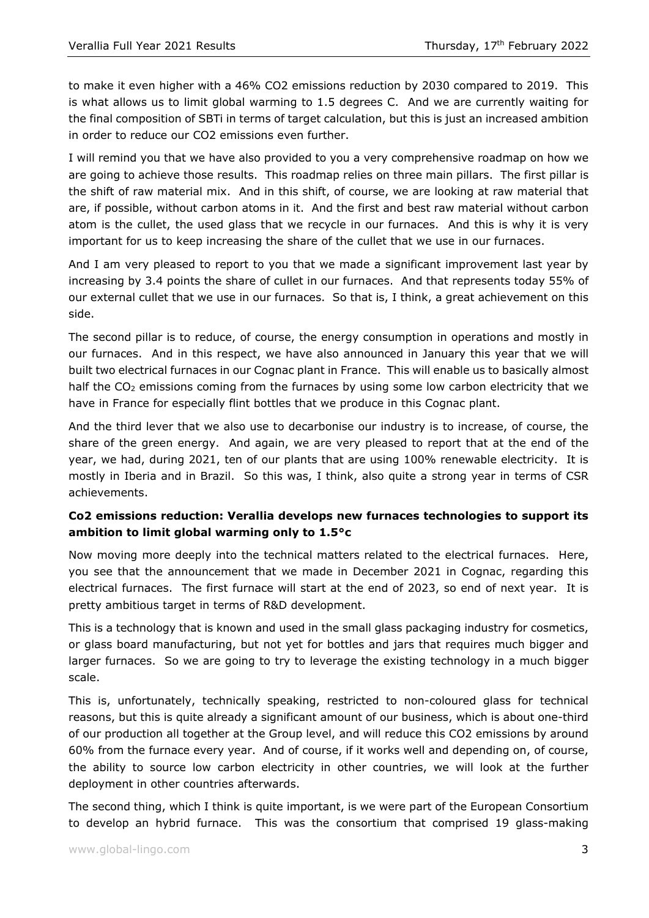to make it even higher with a 46% CO2 emissions reduction by 2030 compared to 2019. This is what allows us to limit global warming to 1.5 degrees C. And we are currently waiting for the final composition of SBTi in terms of target calculation, but this is just an increased ambition in order to reduce our CO2 emissions even further.

I will remind you that we have also provided to you a very comprehensive roadmap on how we are going to achieve those results. This roadmap relies on three main pillars. The first pillar is the shift of raw material mix. And in this shift, of course, we are looking at raw material that are, if possible, without carbon atoms in it. And the first and best raw material without carbon atom is the cullet, the used glass that we recycle in our furnaces. And this is why it is very important for us to keep increasing the share of the cullet that we use in our furnaces.

And I am very pleased to report to you that we made a significant improvement last year by increasing by 3.4 points the share of cullet in our furnaces. And that represents today 55% of our external cullet that we use in our furnaces. So that is, I think, a great achievement on this side.

The second pillar is to reduce, of course, the energy consumption in operations and mostly in our furnaces. And in this respect, we have also announced in January this year that we will built two electrical furnaces in our Cognac plant in France. This will enable us to basically almost half the $CO_2$ emissions coming from the furnaces by using some low carbon electricity that we have in France for especially flint bottles that we produce in this Cognac plant.

And the third lever that we also use to decarbonise our industry is to increase, of course, the share of the green energy. And again, we are very pleased to report that at the end of the year, we had, during 2021, ten of our plants that are using 100% renewable electricity. It is mostly in Iberia and in Brazil. So this was, I think, also quite a strong year in terms of CSR achievements.

**Co2 emissions reduction: Verallia develops new furnaces technologies to support its ambition to limit global warming only to 1.5°c**

Now moving more deeply into the technical matters related to the electrical furnaces. Here, you see that the announcement that we made in December 2021 in Cognac, regarding this electrical furnaces. The first furnace will start at the end of 2023, so end of next year. It is pretty ambitious target in terms of R&D development.

This is a technology that is known and used in the small glass packaging industry for cosmetics, or glass board manufacturing, but not yet for bottles and jars that requires much bigger and larger furnaces. So we are going to try to leverage the existing technology in a much bigger scale.

This is, unfortunately, technically speaking, restricted to non-coloured glass for technical reasons, but this is quite already a significant amount of our business, which is about one-third of our production all together at the Group level, and will reduce this CO2 emissions by around 60% from the furnace every year. And of course, if it works well and depending on, of course, the ability to source low carbon electricity in other countries, we will look at the further deployment in other countries afterwards.

The second thing, which I think is quite important, is we were part of the European Consortium to develop an hybrid furnace. This was the consortium that comprised 19 glass-making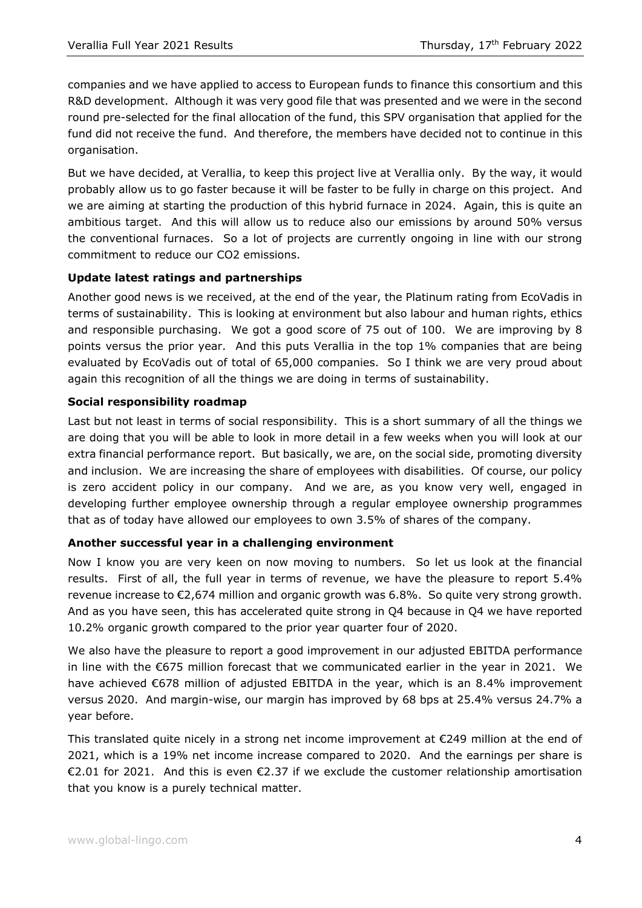companies and we have applied to access to European funds to finance this consortium and this R&D development. Although it was very good file that was presented and we were in the second round pre-selected for the final allocation of the fund, this SPV organisation that applied for the fund did not receive the fund. And therefore, the members have decided not to continue in this organisation.

But we have decided, at Verallia, to keep this project live at Verallia only. By the way, it would probably allow us to go faster because it will be faster to be fully in charge on this project. And we are aiming at starting the production of this hybrid furnace in 2024. Again, this is quite an ambitious target. And this will allow us to reduce also our emissions by around 50% versus the conventional furnaces. So a lot of projects are currently ongoing in line with our strong commitment to reduce our $CO_2$ emissions.

**Update latest ratings and partnerships**

Another good news is we received, at the end of the year, the Platinum rating from EcoVadis in terms of sustainability. This is looking at environment but also labour and human rights, ethics and responsible purchasing. We got a good score of 75 out of 100. We are improving by 8 points versus the prior year. And this puts Verallia in the top 1% companies that are being evaluated by EcoVadis out of total of 65,000 companies. So I think we are very proud about again this recognition of all the things we are doing in terms of sustainability.

**Social responsibility roadmap**

Last but not least in terms of social responsibility. This is a short summary of all the things we are doing that you will be able to look in more detail in a few weeks when you will look at our extra financial performance report. But basically, we are, on the social side, promoting diversity and inclusion. We are increasing the share of employees with disabilities. Of course, our policy is zero accident policy in our company. And we are, as you know very well, engaged in developing further employee ownership through a regular employee ownership programmes that as of today have allowed our employees to own 3.5% of shares of the company.

**Another successful year in a challenging environment**

Now I know you are very keen on now moving to numbers. So let us look at the financial results. First of all, the full year in terms of revenue, we have the pleasure to report 5.4% revenue increase to €2,674 million and organic growth was 6.8%. So quite very strong growth. And as you have seen, this has accelerated quite strong in Q4 because in Q4 we have reported 10.2% organic growth compared to the prior year quarter four of 2020.

We also have the pleasure to report a good improvement in our adjusted EBITDA performance in line with the €675 million forecast that we communicated earlier in the year in 2021. We have achieved €678 million of adjusted EBITDA in the year, which is an 8.4% improvement versus 2020. And margin-wise, our margin has improved by 68 bps at 25.4% versus 24.7% a year before.

This translated quite nicely in a strong net income improvement at €249 million at the end of 2021, which is a 19% net income increase compared to 2020. And the earnings per share is €2.01 for 2021. And this is even €2.37 if we exclude the customer relationship amortisation that you know is a purely technical matter.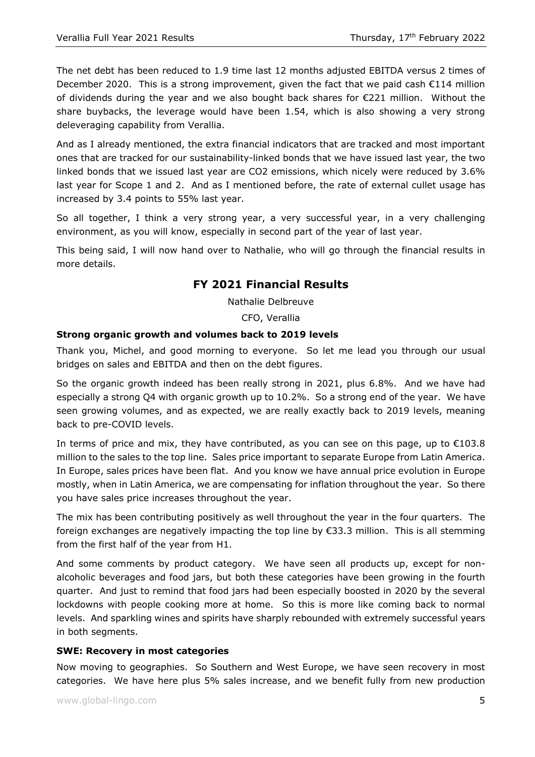The net debt has been reduced to 1.9 time last 12 months adjusted EBITDA versus 2 times of December 2020. This is a strong improvement, given the fact that we paid cash €114 million of dividends during the year and we also bought back shares for €221 million. Without the share buybacks, the leverage would have been 1.54, which is also showing a very strong deleveraging capability from Verallia.

And as I already mentioned, the extra financial indicators that are tracked and most important ones that are tracked for our sustainability-linked bonds that we have issued last year, the two linked bonds that we issued last year are $CO_2$ emissions, which nicely were reduced by 3.6% last year for Scope 1 and 2. And as I mentioned before, the rate of external cullet usage has increased by 3.4 points to 55% last year.

So all together, I think a very strong year, a very successful year, in a very challenging environment, as you will know, especially in second part of the year of last year.

This being said, I will now hand over to Nathalie, who will go through the financial results in more details.

## FY 2021 Financial Results

Nathalie Delbreuve

CFO, Verallia

### Strong organic growth and volumes back to 2019 levels

Thank you, Michel, and good morning to everyone. So let me lead you through our usual bridges on sales and EBITDA and then on the debt figures.

So the organic growth indeed has been really strong in 2021, plus 6.8%. And we have had especially a strong Q4 with organic growth up to 10.2%. So a strong end of the year. We have seen growing volumes, and as expected, we are really exactly back to 2019 levels, meaning back to pre-COVID levels.

In terms of price and mix, they have contributed, as you can see on this page, up to €103.8 million to the sales to the top line. Sales price important to separate Europe from Latin America. In Europe, sales prices have been flat. And you know we have annual price evolution in Europe mostly, when in Latin America, we are compensating for inflation throughout the year. So there you have sales price increases throughout the year.

The mix has been contributing positively as well throughout the year in the four quarters. The foreign exchanges are negatively impacting the top line by €33.3 million. This is all stemming from the first half of the year from H1.

And some comments by product category. We have seen all products up, except for non-alcoholic beverages and food jars, but both these categories have been growing in the fourth quarter. And just to remind that food jars had been especially boosted in 2020 by the several lockdowns with people cooking more at home. So this is more like coming back to normal levels. And sparkling wines and spirits have sharply rebounded with extremely successful years in both segments.

### SWE: Recovery in most categories

Now moving to geographies. So Southern and West Europe, we have seen recovery in most categories. We have here plus 5% sales increase, and we benefit fully from new production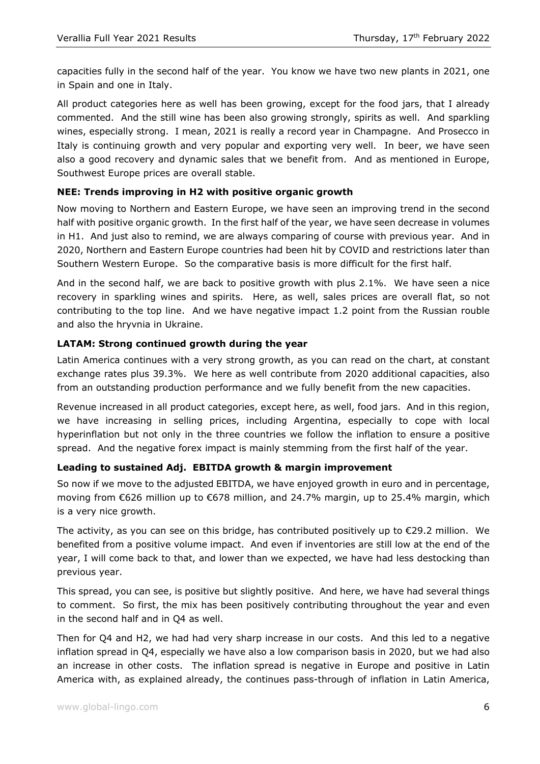capacities fully in the second half of the year. You know we have two new plants in 2021, one in Spain and one in Italy.

All product categories here as well has been growing, except for the food jars, that I already commented. And the still wine has been also growing strongly, spirits as well. And sparkling wines, especially strong. I mean, 2021 is really a record year in Champagne. And Prosecco in Italy is continuing growth and very popular and exporting very well. In beer, we have seen also a good recovery and dynamic sales that we benefit from. And as mentioned in Europe, Southwest Europe prices are overall stable.

**NEE: Trends improving in H2 with positive organic growth**

Now moving to Northern and Eastern Europe, we have seen an improving trend in the second half with positive organic growth. In the first half of the year, we have seen decrease in volumes in H1. And just also to remind, we are always comparing of course with previous year. And in 2020, Northern and Eastern Europe countries had been hit by COVID and restrictions later than Southern Western Europe. So the comparative basis is more difficult for the first half.

And in the second half, we are back to positive growth with plus 2.1%. We have seen a nice recovery in sparkling wines and spirits. Here, as well, sales prices are overall flat, so not contributing to the top line. And we have negative impact 1.2 point from the Russian rouble and also the hryvnia in Ukraine.

**LATAM: Strong continued growth during the year**

Latin America continues with a very strong growth, as you can read on the chart, at constant exchange rates plus 39.3%. We here as well contribute from 2020 additional capacities, also from an outstanding production performance and we fully benefit from the new capacities.

Revenue increased in all product categories, except here, as well, food jars. And in this region, we have increasing in selling prices, including Argentina, especially to cope with local hyperinflation but not only in the three countries we follow the inflation to ensure a positive spread. And the negative forex impact is mainly stemming from the first half of the year.

**Leading to sustained Adj. EBITDA growth & margin improvement**

So now if we move to the adjusted EBITDA, we have enjoyed growth in euro and in percentage, moving from €626 million up to €678 million, and 24.7% margin, up to 25.4% margin, which is a very nice growth.

The activity, as you can see on this bridge, has contributed positively up to €29.2 million. We benefited from a positive volume impact. And even if inventories are still low at the end of the year, I will come back to that, and lower than we expected, we have had less destocking than previous year.

This spread, you can see, is positive but slightly positive. And here, we have had several things to comment. So first, the mix has been positively contributing throughout the year and even in the second half and in Q4 as well.

Then for Q4 and H2, we had had very sharp increase in our costs. And this led to a negative inflation spread in Q4, especially we have also a low comparison basis in 2020, but we had also an increase in other costs. The inflation spread is negative in Europe and positive in Latin America with, as explained already, the continues pass-through of inflation in Latin America,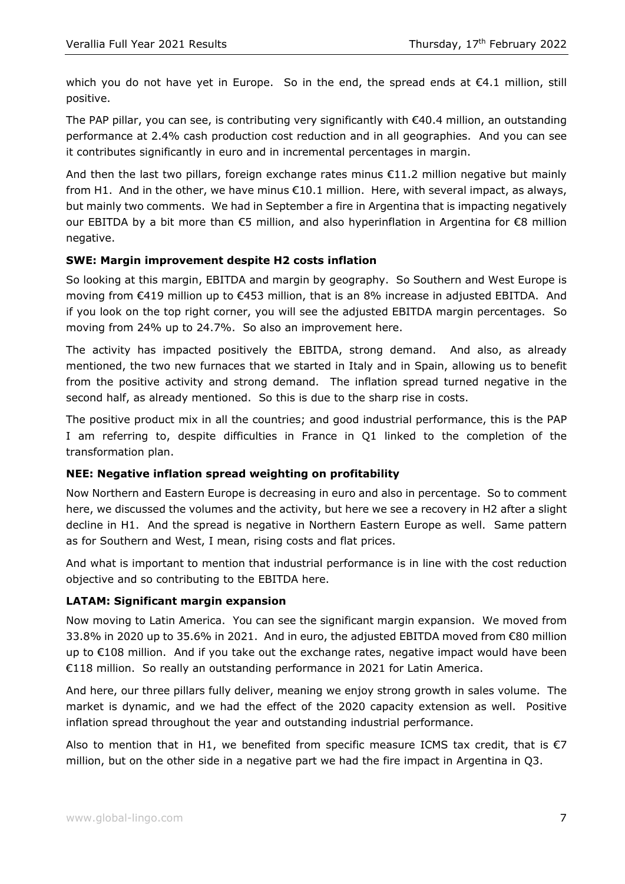which you do not have yet in Europe. So in the end, the spread ends at €4.1 million, still positive.

The PAP pillar, you can see, is contributing very significantly with €40.4 million, an outstanding performance at 2.4% cash production cost reduction and in all geographies. And you can see it contributes significantly in euro and in incremental percentages in margin.

And then the last two pillars, foreign exchange rates minus €11.2 million negative but mainly from H1. And in the other, we have minus €10.1 million. Here, with several impact, as always, but mainly two comments. We had in September a fire in Argentina that is impacting negatively our EBITDA by a bit more than €5 million, and also hyperinflation in Argentina for €8 million negative.

### SWE: Margin improvement despite H2 costs inflation

So looking at this margin, EBITDA and margin by geography. So Southern and West Europe is moving from €419 million up to €453 million, that is an 8% increase in adjusted EBITDA. And if you look on the top right corner, you will see the adjusted EBITDA margin percentages. So moving from 24% up to 24.7%. So also an improvement here.

The activity has impacted positively the EBITDA, strong demand. And also, as already mentioned, the two new furnaces that we started in Italy and in Spain, allowing us to benefit from the positive activity and strong demand. The inflation spread turned negative in the second half, as already mentioned. So this is due to the sharp rise in costs.

The positive product mix in all the countries; and good industrial performance, this is the PAP I am referring to, despite difficulties in France in Q1 linked to the completion of the transformation plan.

### NEE: Negative inflation spread weighting on profitability

Now Northern and Eastern Europe is decreasing in euro and also in percentage. So to comment here, we discussed the volumes and the activity, but here we see a recovery in H2 after a slight decline in H1. And the spread is negative in Northern Eastern Europe as well. Same pattern as for Southern and West, I mean, rising costs and flat prices.

And what is important to mention that industrial performance is in line with the cost reduction objective and so contributing to the EBITDA here.

### LATAM: Significant margin expansion

Now moving to Latin America. You can see the significant margin expansion. We moved from 33.8% in 2020 up to 35.6% in 2021. And in euro, the adjusted EBITDA moved from €80 million up to €108 million. And if you take out the exchange rates, negative impact would have been €118 million. So really an outstanding performance in 2021 for Latin America.

And here, our three pillars fully deliver, meaning we enjoy strong growth in sales volume. The market is dynamic, and we had the effect of the 2020 capacity extension as well. Positive inflation spread throughout the year and outstanding industrial performance.

Also to mention that in H1, we benefited from specific measure ICMS tax credit, that is €7 million, but on the other side in a negative part we had the fire impact in Argentina in Q3.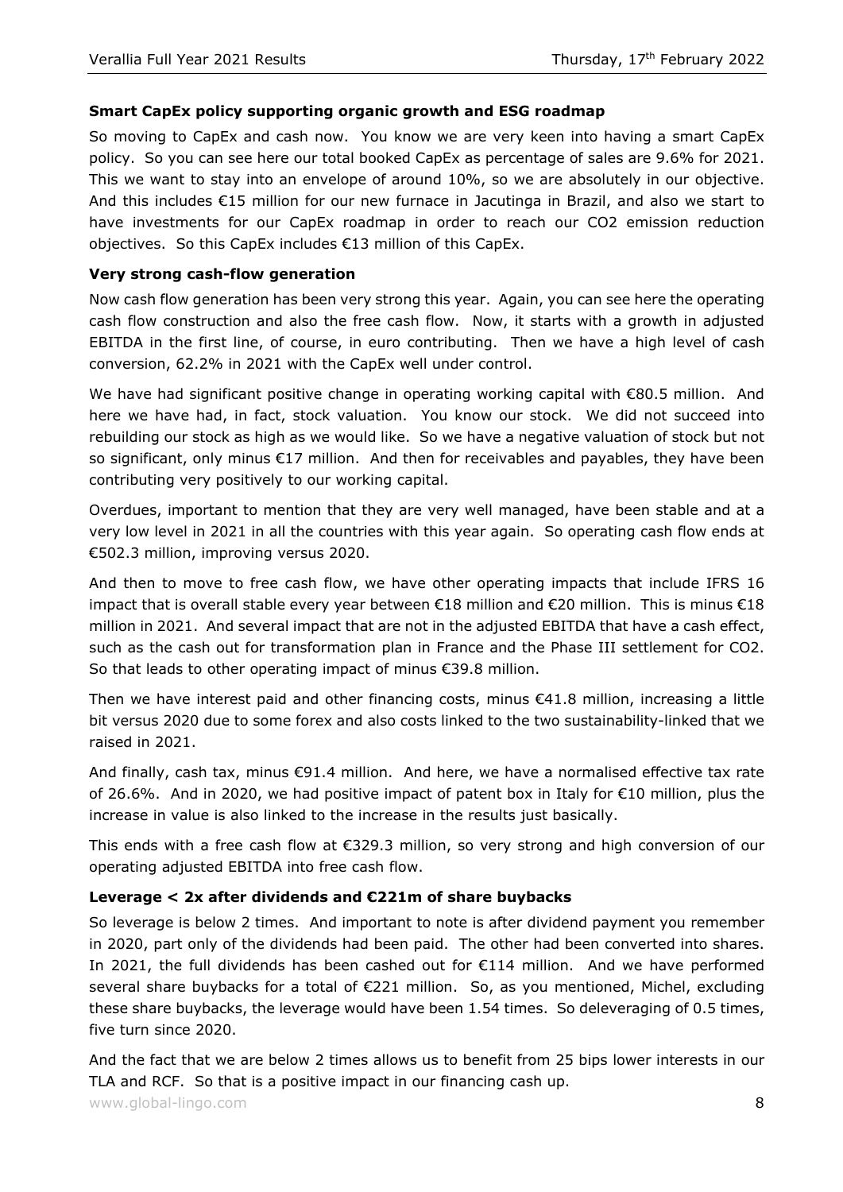**Smart CapEx policy supporting organic growth and ESG roadmap**

So moving to CapEx and cash now. You know we are very keen into having a smart CapEx policy. So you can see here our total booked CapEx as percentage of sales are 9.6% for 2021. This we want to stay into an envelope of around 10%, so we are absolutely in our objective. And this includes €15 million for our new furnace in Jacutinga in Brazil, and also we start to have investments for our CapEx roadmap in order to reach our $CO_2$ emission reduction objectives. So this CapEx includes €13 million of this CapEx.

**Very strong cash-flow generation**

Now cash flow generation has been very strong this year. Again, you can see here the operating cash flow construction and also the free cash flow. Now, it starts with a growth in adjusted EBITDA in the first line, of course, in euro contributing. Then we have a high level of cash conversion, 62.2% in 2021 with the CapEx well under control.

We have had significant positive change in operating working capital with €80.5 million. And here we have had, in fact, stock valuation. You know our stock. We did not succeed into rebuilding our stock as high as we would like. So we have a negative valuation of stock but not so significant, only minus €17 million. And then for receivables and payables, they have been contributing very positively to our working capital.

Overdues, important to mention that they are very well managed, have been stable and at a very low level in 2021 in all the countries with this year again. So operating cash flow ends at €502.3 million, improving versus 2020.

And then to move to free cash flow, we have other operating impacts that include IFRS 16 impact that is overall stable every year between €18 million and €20 million. This is minus €18 million in 2021. And several impact that are not in the adjusted EBITDA that have a cash effect, such as the cash out for transformation plan in France and the Phase III settlement for $CO_2$. So that leads to other operating impact of minus €39.8 million.

Then we have interest paid and other financing costs, minus €41.8 million, increasing a little bit versus 2020 due to some forex and also costs linked to the two sustainability-linked that we raised in 2021.

And finally, cash tax, minus €91.4 million. And here, we have a normalised effective tax rate of 26.6%. And in 2020, we had positive impact of patent box in Italy for €10 million, plus the increase in value is also linked to the increase in the results just basically.

This ends with a free cash flow at €329.3 million, so very strong and high conversion of our operating adjusted EBITDA into free cash flow.

**Leverage < 2x after dividends and €221m of share buybacks**

So leverage is below 2 times. And important to note is after dividend payment you remember in 2020, part only of the dividends had been paid. The other had been converted into shares. In 2021, the full dividends has been cashed out for €114 million. And we have performed several share buybacks for a total of €221 million. So, as you mentioned, Michel, excluding these share buybacks, the leverage would have been 1.54 times. So deleveraging of 0.5 times, five turn since 2020.

And the fact that we are below 2 times allows us to benefit from 25 bips lower interests in our TLA and RCF. So that is a positive impact in our financing cash up.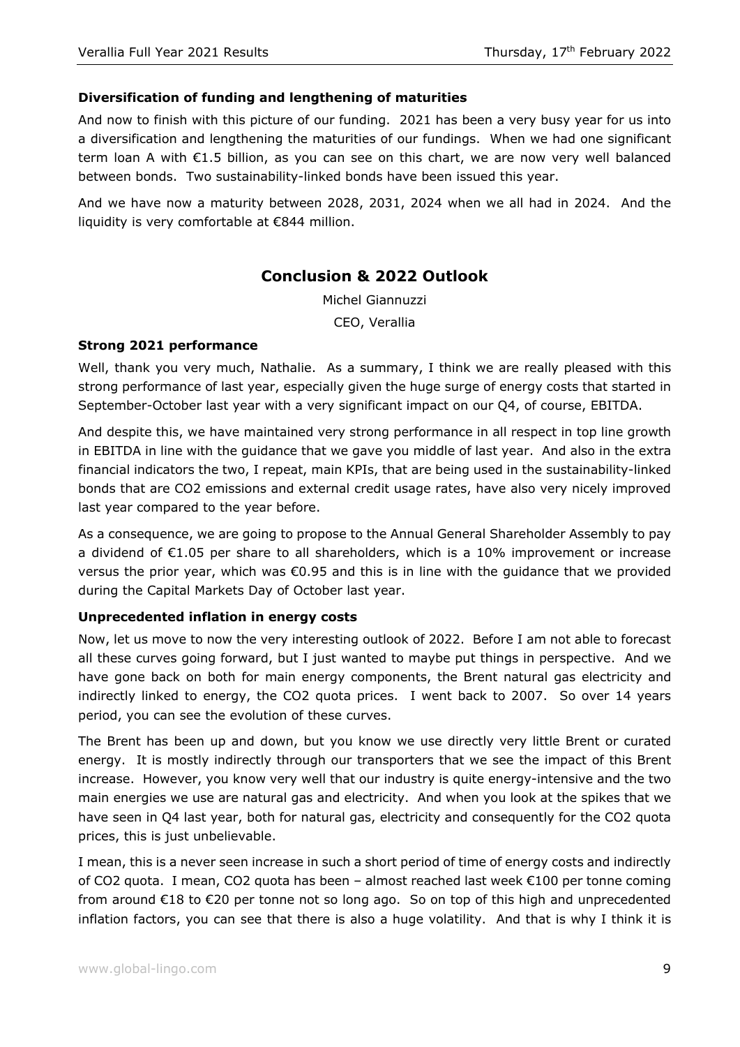### Diversification of funding and lengthening of maturities

And now to finish with this picture of our funding. 2021 has been a very busy year for us into a diversification and lengthening the maturities of our fundings. When we had one significant term loan A with €1.5 billion, as you can see on this chart, we are now very well balanced between bonds. Two sustainability-linked bonds have been issued this year.

And we have now a maturity between 2028, 2031, 2024 when we all had in 2024. And the liquidity is very comfortable at €844 million.

## Conclusion & 2022 Outlook

Michel Giannuzzi

CEO, Verallia

### Strong 2021 performance

Well, thank you very much, Nathalie. As a summary, I think we are really pleased with this strong performance of last year, especially given the huge surge of energy costs that started in September-October last year with a very significant impact on our Q4, of course, EBITDA.

And despite this, we have maintained very strong performance in all respect in top line growth in EBITDA in line with the guidance that we gave you middle of last year. And also in the extra financial indicators the two, I repeat, main KPIs, that are being used in the sustainability-linked bonds that are $CO_2$ emissions and external credit usage rates, have also very nicely improved last year compared to the year before.

As a consequence, we are going to propose to the Annual General Shareholder Assembly to pay a dividend of €1.05 per share to all shareholders, which is a 10% improvement or increase versus the prior year, which was €0.95 and this is in line with the guidance that we provided during the Capital Markets Day of October last year.

### Unprecedented inflation in energy costs

Now, let us move to now the very interesting outlook of 2022. Before I am not able to forecast all these curves going forward, but I just wanted to maybe put things in perspective. And we have gone back on both for main energy components, the Brent natural gas electricity and indirectly linked to energy, the $CO_2$ quota prices. I went back to 2007. So over 14 years period, you can see the evolution of these curves.

The Brent has been up and down, but you know we use directly very little Brent or curated energy. It is mostly indirectly through our transporters that we see the impact of this Brent increase. However, you know very well that our industry is quite energy-intensive and the two main energies we use are natural gas and electricity. And when you look at the spikes that we have seen in Q4 last year, both for natural gas, electricity and consequently for the $CO_2$ quota prices, this is just unbelievable.

I mean, this is a never seen increase in such a short period of time of energy costs and indirectly of $CO_2$ quota. I mean, $CO_2$ quota has been – almost reached last week €100 per tonne coming from around €18 to €20 per tonne not so long ago. So on top of this high and unprecedented inflation factors, you can see that there is also a huge volatility. And that is why I think it is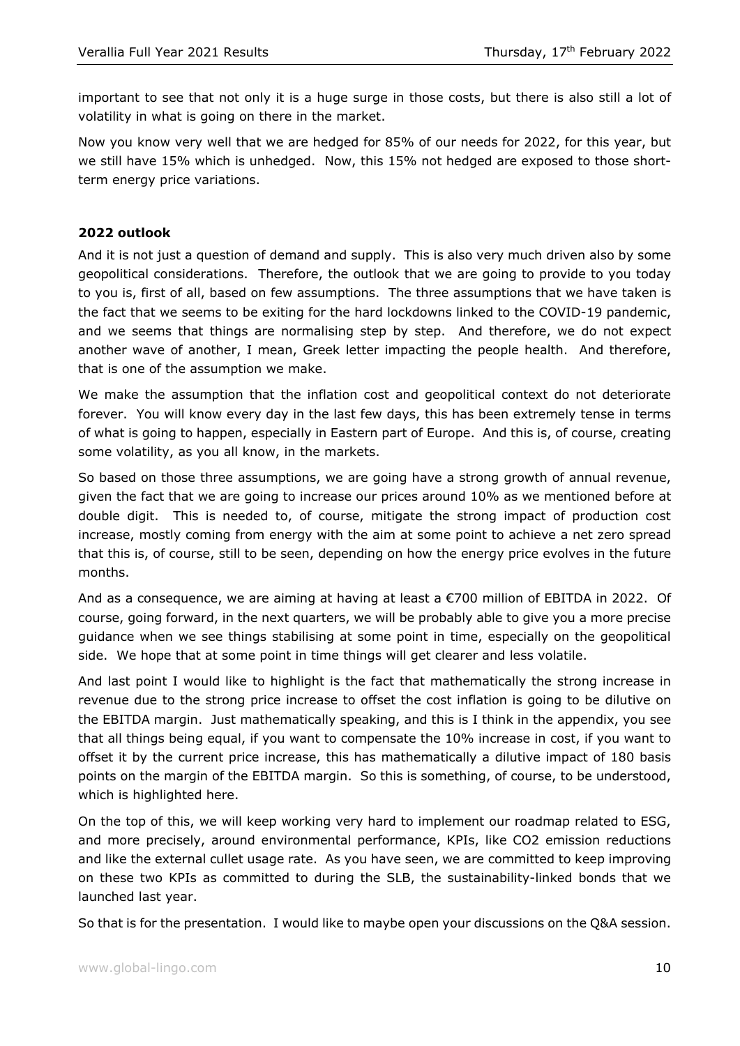important to see that not only it is a huge surge in those costs, but there is also still a lot of volatility in what is going on there in the market.

Now you know very well that we are hedged for 85% of our needs for 2022, for this year, but we still have 15% which is unhedged. Now, this 15% not hedged are exposed to those short-term energy price variations.

**2022 outlook**

And it is not just a question of demand and supply. This is also very much driven also by some geopolitical considerations. Therefore, the outlook that we are going to provide to you today to you is, first of all, based on few assumptions. The three assumptions that we have taken is the fact that we seems to be exiting for the hard lockdowns linked to the COVID-19 pandemic, and we seems that things are normalising step by step. And therefore, we do not expect another wave of another, I mean, Greek letter impacting the people health. And therefore, that is one of the assumption we make.

We make the assumption that the inflation cost and geopolitical context do not deteriorate forever. You will know every day in the last few days, this has been extremely tense in terms of what is going to happen, especially in Eastern part of Europe. And this is, of course, creating some volatility, as you all know, in the markets.

So based on those three assumptions, we are going have a strong growth of annual revenue, given the fact that we are going to increase our prices around 10% as we mentioned before at double digit. This is needed to, of course, mitigate the strong impact of production cost increase, mostly coming from energy with the aim at some point to achieve a net zero spread that this is, of course, still to be seen, depending on how the energy price evolves in the future months.

And as a consequence, we are aiming at having at least a €700 million of EBITDA in 2022. Of course, going forward, in the next quarters, we will be probably able to give you a more precise guidance when we see things stabilising at some point in time, especially on the geopolitical side. We hope that at some point in time things will get clearer and less volatile.

And last point I would like to highlight is the fact that mathematically the strong increase in revenue due to the strong price increase to offset the cost inflation is going to be dilutive on the EBITDA margin. Just mathematically speaking, and this is I think in the appendix, you see that all things being equal, if you want to compensate the 10% increase in cost, if you want to offset it by the current price increase, this has mathematically a dilutive impact of 180 basis points on the margin of the EBITDA margin. So this is something, of course, to be understood, which is highlighted here.

On the top of this, we will keep working very hard to implement our roadmap related to ESG, and more precisely, around environmental performance, KPIs, like $CO_2$ emission reductions and like the external cullet usage rate. As you have seen, we are committed to keep improving on these two KPIs as committed to during the SLB, the sustainability-linked bonds that we launched last year.

So that is for the presentation. I would like to maybe open your discussions on the Q&A session.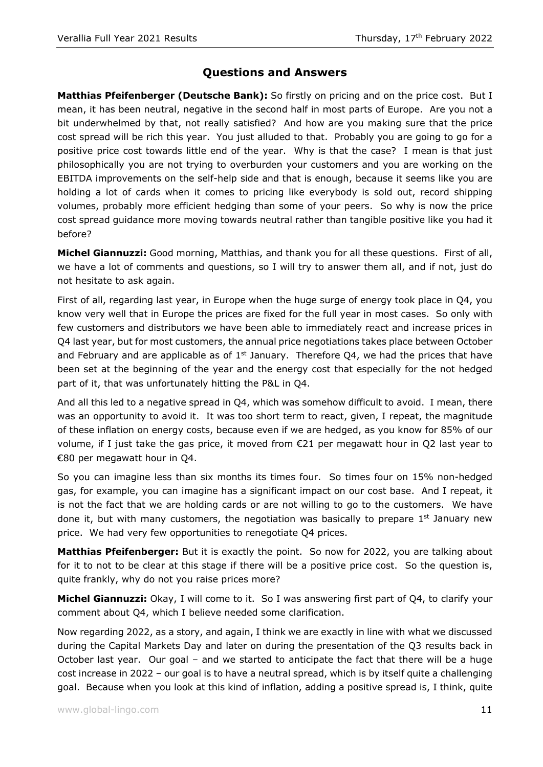## Questions and Answers

**Matthias Pfeifenberger (Deutsche Bank):** So firstly on pricing and on the price cost. But I mean, it has been neutral, negative in the second half in most parts of Europe. Are you not a bit underwhelmed by that, not really satisfied? And how are you making sure that the price cost spread will be rich this year. You just alluded to that. Probably you are going to go for a positive price cost towards little end of the year. Why is that the case? I mean is that just philosophically you are not trying to overburden your customers and you are working on the EBITDA improvements on the self-help side and that is enough, because it seems like you are holding a lot of cards when it comes to pricing like everybody is sold out, record shipping volumes, probably more efficient hedging than some of your peers. So why is now the price cost spread guidance more moving towards neutral rather than tangible positive like you had it before?

**Michel Giannuzzi:** Good morning, Matthias, and thank you for all these questions. First of all, we have a lot of comments and questions, so I will try to answer them all, and if not, just do not hesitate to ask again.

First of all, regarding last year, in Europe when the huge surge of energy took place in Q4, you know very well that in Europe the prices are fixed for the full year in most cases. So only with few customers and distributors we have been able to immediately react and increase prices in Q4 last year, but for most customers, the annual price negotiations takes place between October and February and are applicable as of 1st January. Therefore Q4, we had the prices that have been set at the beginning of the year and the energy cost that especially for the not hedged part of it, that was unfortunately hitting the P&L in Q4.

And all this led to a negative spread in Q4, which was somehow difficult to avoid. I mean, there was an opportunity to avoid it. It was too short term to react, given, I repeat, the magnitude of these inflation on energy costs, because even if we are hedged, as you know for 85% of our volume, if I just take the gas price, it moved from €21 per megawatt hour in Q2 last year to €80 per megawatt hour in Q4.

So you can imagine less than six months its times four. So times four on 15% non-hedged gas, for example, you can imagine has a significant impact on our cost base. And I repeat, it is not the fact that we are holding cards or are not willing to go to the customers. We have done it, but with many customers, the negotiation was basically to prepare 1st January new price. We had very few opportunities to renegotiate Q4 prices.

**Matthias Pfeifenberger:** But it is exactly the point. So now for 2022, you are talking about for it to not to be clear at this stage if there will be a positive price cost. So the question is, quite frankly, why do not you raise prices more?

**Michel Giannuzzi:** Okay, I will come to it. So I was answering first part of Q4, to clarify your comment about Q4, which I believe needed some clarification.

Now regarding 2022, as a story, and again, I think we are exactly in line with what we discussed during the Capital Markets Day and later on during the presentation of the Q3 results back in October last year. Our goal – and we started to anticipate the fact that there will be a huge cost increase in 2022 – our goal is to have a neutral spread, which is by itself quite a challenging goal. Because when you look at this kind of inflation, adding a positive spread is, I think, quite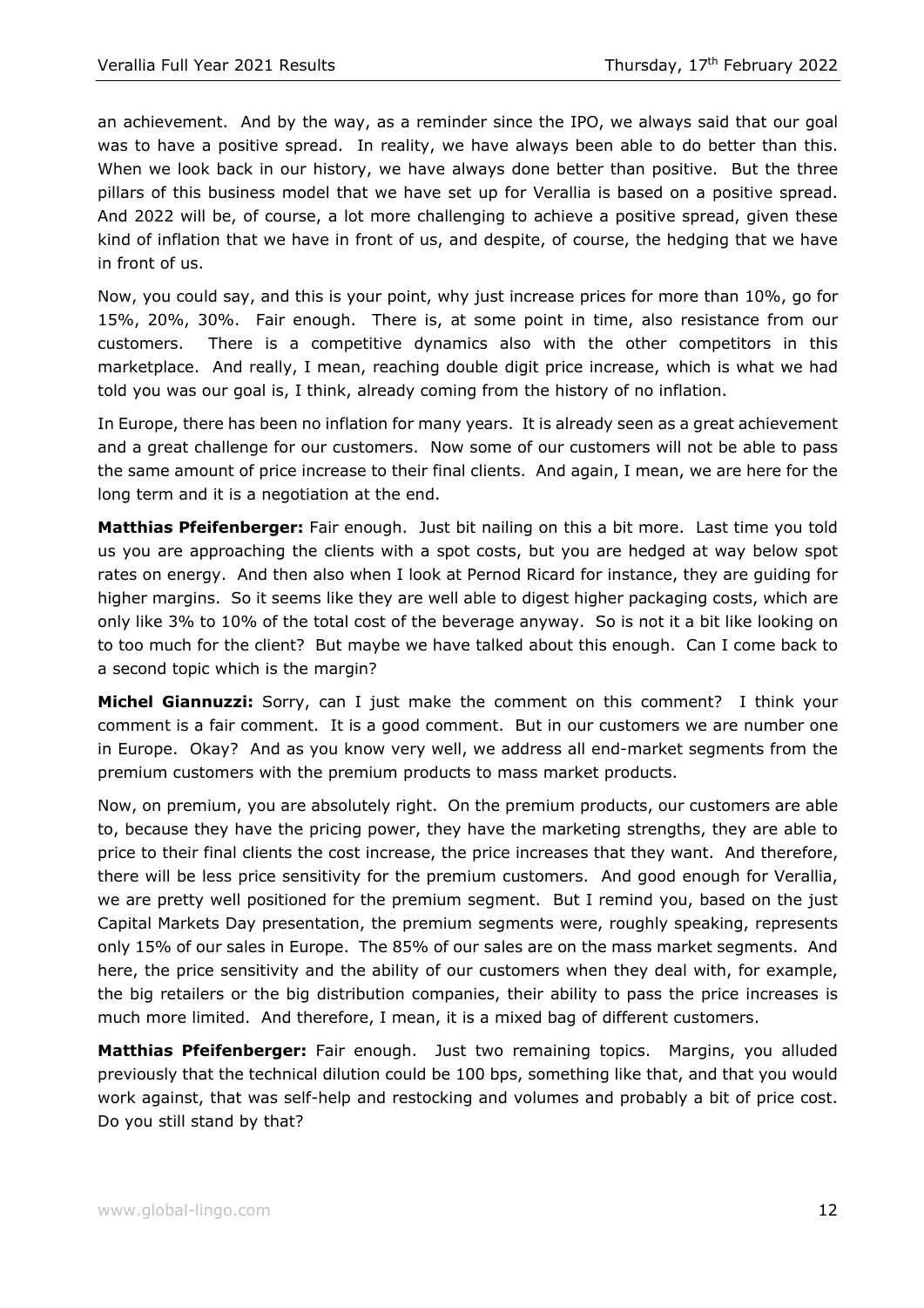an achievement. And by the way, as a reminder since the IPO, we always said that our goal was to have a positive spread. In reality, we have always been able to do better than this. When we look back in our history, we have always done better than positive. But the three pillars of this business model that we have set up for Verallia is based on a positive spread. And 2022 will be, of course, a lot more challenging to achieve a positive spread, given these kind of inflation that we have in front of us, and despite, of course, the hedging that we have in front of us.

Now, you could say, and this is your point, why just increase prices for more than 10%, go for 15%, 20%, 30%. Fair enough. There is, at some point in time, also resistance from our customers. There is a competitive dynamics also with the other competitors in this marketplace. And really, I mean, reaching double digit price increase, which is what we had told you was our goal is, I think, already coming from the history of no inflation.

In Europe, there has been no inflation for many years. It is already seen as a great achievement and a great challenge for our customers. Now some of our customers will not be able to pass the same amount of price increase to their final clients. And again, I mean, we are here for the long term and it is a negotiation at the end.

**Matthias Pfeifenberger:** Fair enough. Just bit nailing on this a bit more. Last time you told us you are approaching the clients with a spot costs, but you are hedged at way below spot rates on energy. And then also when I look at Pernod Ricard for instance, they are guiding for higher margins. So it seems like they are well able to digest higher packaging costs, which are only like 3% to 10% of the total cost of the beverage anyway. So is not it a bit like looking on to too much for the client? But maybe we have talked about this enough. Can I come back to a second topic which is the margin?

**Michel Giannuzzi:** Sorry, can I just make the comment on this comment? I think your comment is a fair comment. It is a good comment. But in our customers we are number one in Europe. Okay? And as you know very well, we address all end-market segments from the premium customers with the premium products to mass market products.

Now, on premium, you are absolutely right. On the premium products, our customers are able to, because they have the pricing power, they have the marketing strengths, they are able to price to their final clients the cost increase, the price increases that they want. And therefore, there will be less price sensitivity for the premium customers. And good enough for Verallia, we are pretty well positioned for the premium segment. But I remind you, based on the just Capital Markets Day presentation, the premium segments were, roughly speaking, represents only 15% of our sales in Europe. The 85% of our sales are on the mass market segments. And here, the price sensitivity and the ability of our customers when they deal with, for example, the big retailers or the big distribution companies, their ability to pass the price increases is much more limited. And therefore, I mean, it is a mixed bag of different customers.

**Matthias Pfeifenberger:** Fair enough. Just two remaining topics. Margins, you alluded previously that the technical dilution could be 100 bps, something like that, and that you would work against, that was self-help and restocking and volumes and probably a bit of price cost. Do you still stand by that?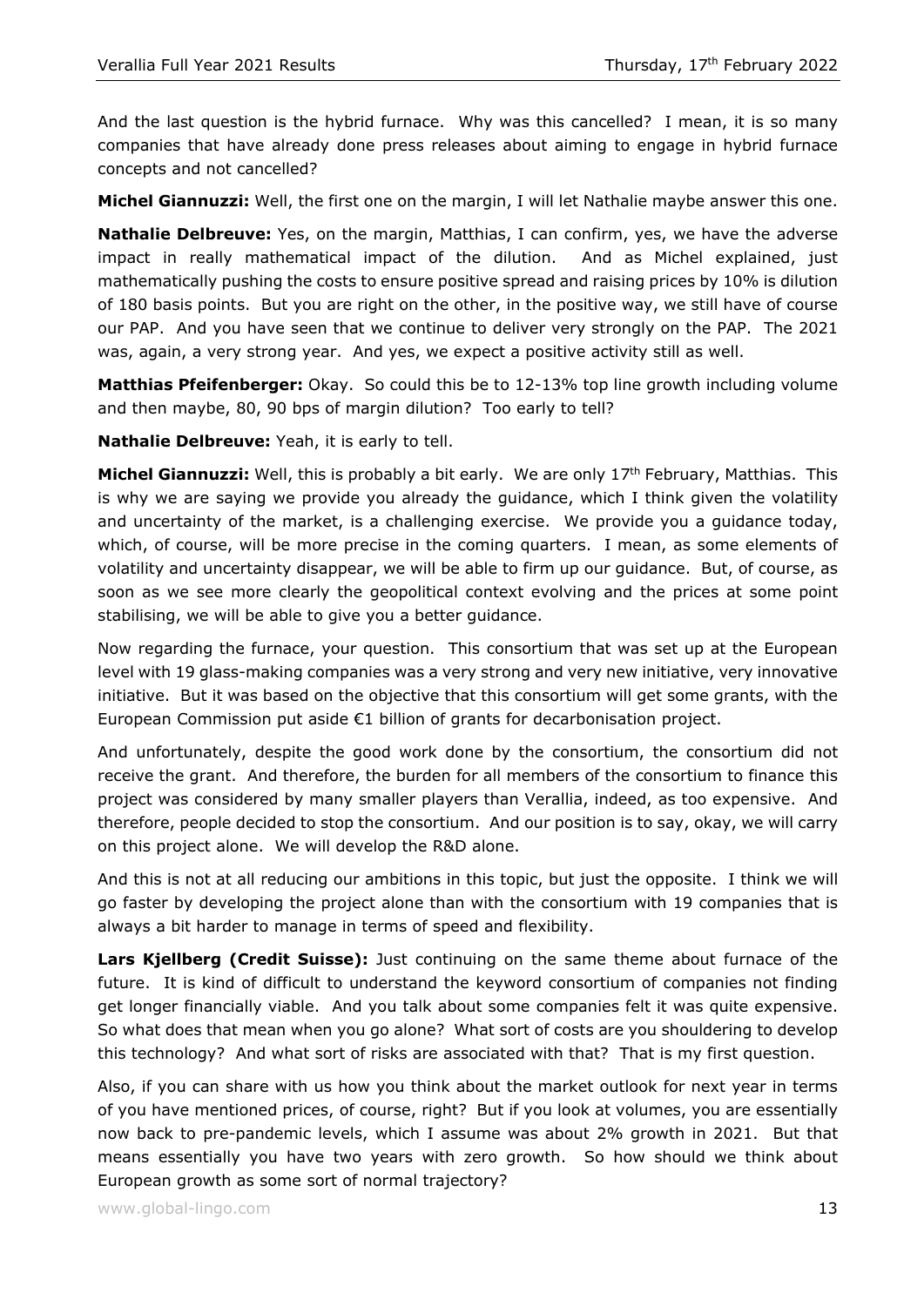And the last question is the hybrid furnace. Why was this cancelled? I mean, it is so many companies that have already done press releases about aiming to engage in hybrid furnace concepts and not cancelled?

**Michel Giannuzzi:** Well, the first one on the margin, I will let Nathalie maybe answer this one.

**Nathalie Delbreuve:** Yes, on the margin, Matthias, I can confirm, yes, we have the adverse impact in really mathematical impact of the dilution. And as Michel explained, just mathematically pushing the costs to ensure positive spread and raising prices by 10% is dilution of 180 basis points. But you are right on the other, in the positive way, we still have of course our PAP. And you have seen that we continue to deliver very strongly on the PAP. The 2021 was, again, a very strong year. And yes, we expect a positive activity still as well.

**Matthias Pfeifenberger:** Okay. So could this be to 12-13% top line growth including volume and then maybe, 80, 90 bps of margin dilution? Too early to tell?

**Nathalie Delbreuve:** Yeah, it is early to tell.

**Michel Giannuzzi:** Well, this is probably a bit early. We are only 17th February, Matthias. This is why we are saying we provide you already the guidance, which I think given the volatility and uncertainty of the market, is a challenging exercise. We provide you a guidance today, which, of course, will be more precise in the coming quarters. I mean, as some elements of volatility and uncertainty disappear, we will be able to firm up our guidance. But, of course, as soon as we see more clearly the geopolitical context evolving and the prices at some point stabilising, we will be able to give you a better guidance.

Now regarding the furnace, your question. This consortium that was set up at the European level with 19 glass-making companies was a very strong and very new initiative, very innovative initiative. But it was based on the objective that this consortium will get some grants, with the European Commission put aside €1 billion of grants for decarbonisation project.

And unfortunately, despite the good work done by the consortium, the consortium did not receive the grant. And therefore, the burden for all members of the consortium to finance this project was considered by many smaller players than Verallia, indeed, as too expensive. And therefore, people decided to stop the consortium. And our position is to say, okay, we will carry on this project alone. We will develop the R&D alone.

And this is not at all reducing our ambitions in this topic, but just the opposite. I think we will go faster by developing the project alone than with the consortium with 19 companies that is always a bit harder to manage in terms of speed and flexibility.

**Lars Kjellberg (Credit Suisse):** Just continuing on the same theme about furnace of the future. It is kind of difficult to understand the keyword consortium of companies not finding get longer financially viable. And you talk about some companies felt it was quite expensive. So what does that mean when you go alone? What sort of costs are you shouldering to develop this technology? And what sort of risks are associated with that? That is my first question.

Also, if you can share with us how you think about the market outlook for next year in terms of you have mentioned prices, of course, right? But if you look at volumes, you are essentially now back to pre-pandemic levels, which I assume was about 2% growth in 2021. But that means essentially you have two years with zero growth. So how should we think about European growth as some sort of normal trajectory?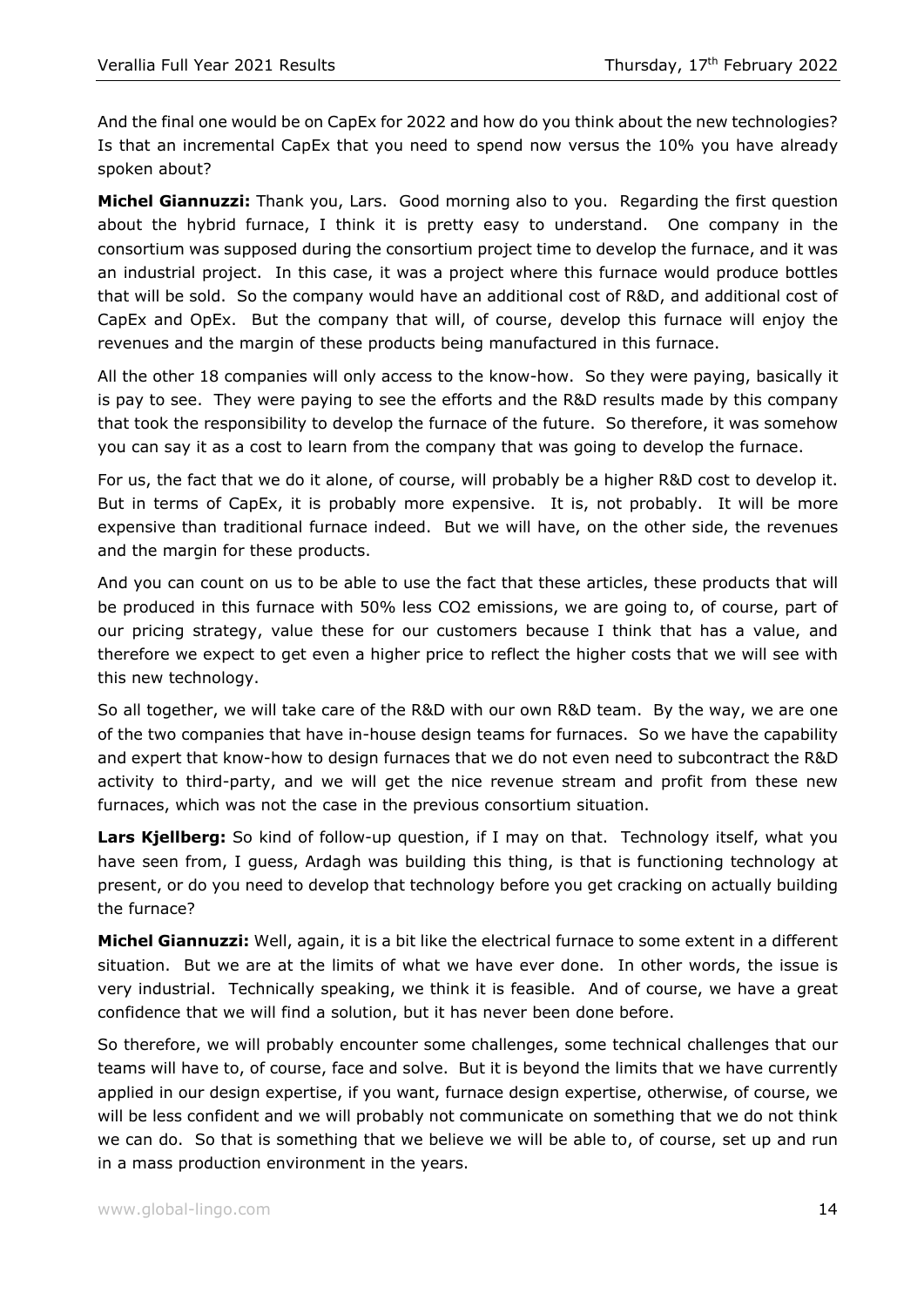And the final one would be on CapEx for 2022 and how do you think about the new technologies? Is that an incremental CapEx that you need to spend now versus the 10% you have already spoken about?

**Michel Giannuzzi:** Thank you, Lars. Good morning also to you. Regarding the first question about the hybrid furnace, I think it is pretty easy to understand. One company in the consortium was supposed during the consortium project time to develop the furnace, and it was an industrial project. In this case, it was a project where this furnace would produce bottles that will be sold. So the company would have an additional cost of R&D, and additional cost of CapEx and OpEx. But the company that will, of course, develop this furnace will enjoy the revenues and the margin of these products being manufactured in this furnace.

All the other 18 companies will only access to the know-how. So they were paying, basically it is pay to see. They were paying to see the efforts and the R&D results made by this company that took the responsibility to develop the furnace of the future. So therefore, it was somehow you can say it as a cost to learn from the company that was going to develop the furnace.

For us, the fact that we do it alone, of course, will probably be a higher R&D cost to develop it. But in terms of CapEx, it is probably more expensive. It is, not probably. It will be more expensive than traditional furnace indeed. But we will have, on the other side, the revenues and the margin for these products.

And you can count on us to be able to use the fact that these articles, these products that will be produced in this furnace with 50% less $CO_2$ emissions, we are going to, of course, part of our pricing strategy, value these for our customers because I think that has a value, and therefore we expect to get even a higher price to reflect the higher costs that we will see with this new technology.

So all together, we will take care of the R&D with our own R&D team. By the way, we are one of the two companies that have in-house design teams for furnaces. So we have the capability and expert that know-how to design furnaces that we do not even need to subcontract the R&D activity to third-party, and we will get the nice revenue stream and profit from these new furnaces, which was not the case in the previous consortium situation.

**Lars Kjellberg:** So kind of follow-up question, if I may on that. Technology itself, what you have seen from, I guess, Ardagh was building this thing, is that is functioning technology at present, or do you need to develop that technology before you get cracking on actually building the furnace?

**Michel Giannuzzi:** Well, again, it is a bit like the electrical furnace to some extent in a different situation. But we are at the limits of what we have ever done. In other words, the issue is very industrial. Technically speaking, we think it is feasible. And of course, we have a great confidence that we will find a solution, but it has never been done before.

So therefore, we will probably encounter some challenges, some technical challenges that our teams will have to, of course, face and solve. But it is beyond the limits that we have currently applied in our design expertise, if you want, furnace design expertise, otherwise, of course, we will be less confident and we will probably not communicate on something that we do not think we can do. So that is something that we believe we will be able to, of course, set up and run in a mass production environment in the years.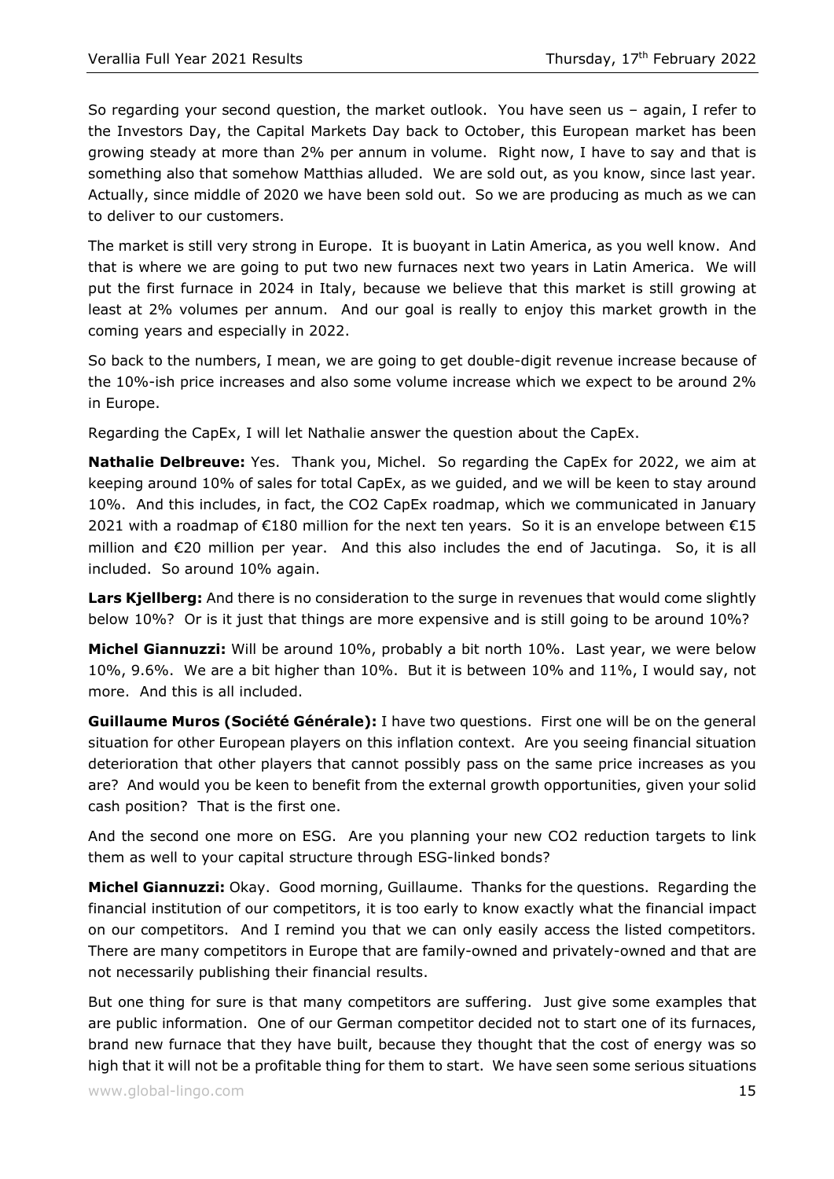So regarding your second question, the market outlook. You have seen us – again, I refer to the Investors Day, the Capital Markets Day back to October, this European market has been growing steady at more than 2% per annum in volume. Right now, I have to say and that is something also that somehow Matthias alluded. We are sold out, as you know, since last year. Actually, since middle of 2020 we have been sold out. So we are producing as much as we can to deliver to our customers.

The market is still very strong in Europe. It is buoyant in Latin America, as you well know. And that is where we are going to put two new furnaces next two years in Latin America. We will put the first furnace in 2024 in Italy, because we believe that this market is still growing at least at 2% volumes per annum. And our goal is really to enjoy this market growth in the coming years and especially in 2022.

So back to the numbers, I mean, we are going to get double-digit revenue increase because of the 10%-ish price increases and also some volume increase which we expect to be around 2% in Europe.

Regarding the CapEx, I will let Nathalie answer the question about the CapEx.

**Nathalie Delbreuve:** Yes. Thank you, Michel. So regarding the CapEx for 2022, we aim at keeping around 10% of sales for total CapEx, as we guided, and we will be keen to stay around 10%. And this includes, in fact, the $CO_2$ CapEx roadmap, which we communicated in January 2021 with a roadmap of €180 million for the next ten years. So it is an envelope between €15 million and €20 million per year. And this also includes the end of Jacutinga. So, it is all included. So around 10% again.

**Lars Kjellberg:** And there is no consideration to the surge in revenues that would come slightly below 10%? Or is it just that things are more expensive and is still going to be around 10%?

**Michel Giannuzzi:** Will be around 10%, probably a bit north 10%. Last year, we were below 10%, 9.6%. We are a bit higher than 10%. But it is between 10% and 11%, I would say, not more. And this is all included.

**Guillaume Muros (Société Générale):** I have two questions. First one will be on the general situation for other European players on this inflation context. Are you seeing financial situation deterioration that other players that cannot possibly pass on the same price increases as you are? And would you be keen to benefit from the external growth opportunities, given your solid cash position? That is the first one.

And the second one more on ESG. Are you planning your new $CO_2$ reduction targets to link them as well to your capital structure through ESG-linked bonds?

**Michel Giannuzzi:** Okay. Good morning, Guillaume. Thanks for the questions. Regarding the financial institution of our competitors, it is too early to know exactly what the financial impact on our competitors. And I remind you that we can only easily access the listed competitors. There are many competitors in Europe that are family-owned and privately-owned and that are not necessarily publishing their financial results.

But one thing for sure is that many competitors are suffering. Just give some examples that are public information. One of our German competitor decided not to start one of its furnaces, brand new furnace that they have built, because they thought that the cost of energy was so high that it will not be a profitable thing for them to start. We have seen some serious situations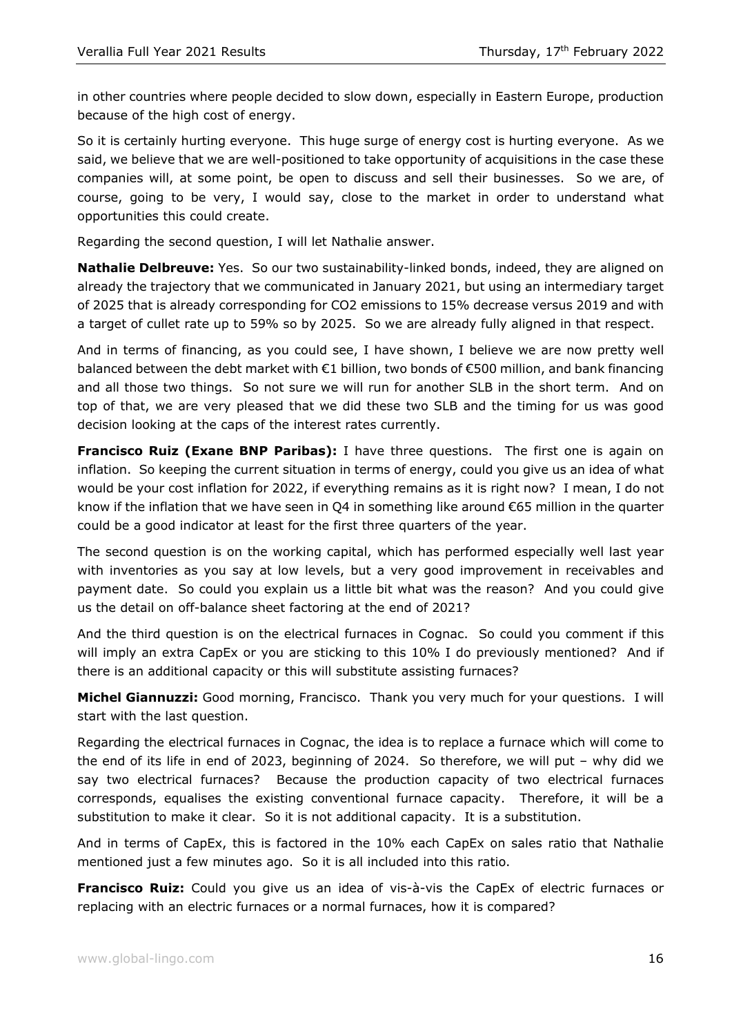in other countries where people decided to slow down, especially in Eastern Europe, production because of the high cost of energy.

So it is certainly hurting everyone. This huge surge of energy cost is hurting everyone. As we said, we believe that we are well-positioned to take opportunity of acquisitions in the case these companies will, at some point, be open to discuss and sell their businesses. So we are, of course, going to be very, I would say, close to the market in order to understand what opportunities this could create.

Regarding the second question, I will let Nathalie answer.

**Nathalie Delbreuve:** Yes. So our two sustainability-linked bonds, indeed, they are aligned on already the trajectory that we communicated in January 2021, but using an intermediary target of 2025 that is already corresponding for CO2 emissions to 15% decrease versus 2019 and with a target of cullet rate up to 59% so by 2025. So we are already fully aligned in that respect.

And in terms of financing, as you could see, I have shown, I believe we are now pretty well balanced between the debt market with €1 billion, two bonds of €500 million, and bank financing and all those two things. So not sure we will run for another SLB in the short term. And on top of that, we are very pleased that we did these two SLB and the timing for us was good decision looking at the caps of the interest rates currently.

**Francisco Ruiz (Exane BNP Paribas):** I have three questions. The first one is again on inflation. So keeping the current situation in terms of energy, could you give us an idea of what would be your cost inflation for 2022, if everything remains as it is right now? I mean, I do not know if the inflation that we have seen in Q4 in something like around €65 million in the quarter could be a good indicator at least for the first three quarters of the year.

The second question is on the working capital, which has performed especially well last year with inventories as you say at low levels, but a very good improvement in receivables and payment date. So could you explain us a little bit what was the reason? And you could give us the detail on off-balance sheet factoring at the end of 2021?

And the third question is on the electrical furnaces in Cognac. So could you comment if this will imply an extra CapEx or you are sticking to this 10% I do previously mentioned? And if there is an additional capacity or this will substitute assisting furnaces?

**Michel Giannuzzi:** Good morning, Francisco. Thank you very much for your questions. I will start with the last question.

Regarding the electrical furnaces in Cognac, the idea is to replace a furnace which will come to the end of its life in end of 2023, beginning of 2024. So therefore, we will put – why did we say two electrical furnaces? Because the production capacity of two electrical furnaces corresponds, equalises the existing conventional furnace capacity. Therefore, it will be a substitution to make it clear. So it is not additional capacity. It is a substitution.

And in terms of CapEx, this is factored in the 10% each CapEx on sales ratio that Nathalie mentioned just a few minutes ago. So it is all included into this ratio.

**Francisco Ruiz:** Could you give us an idea of vis-à-vis the CapEx of electric furnaces or replacing with an electric furnaces or a normal furnaces, how it is compared?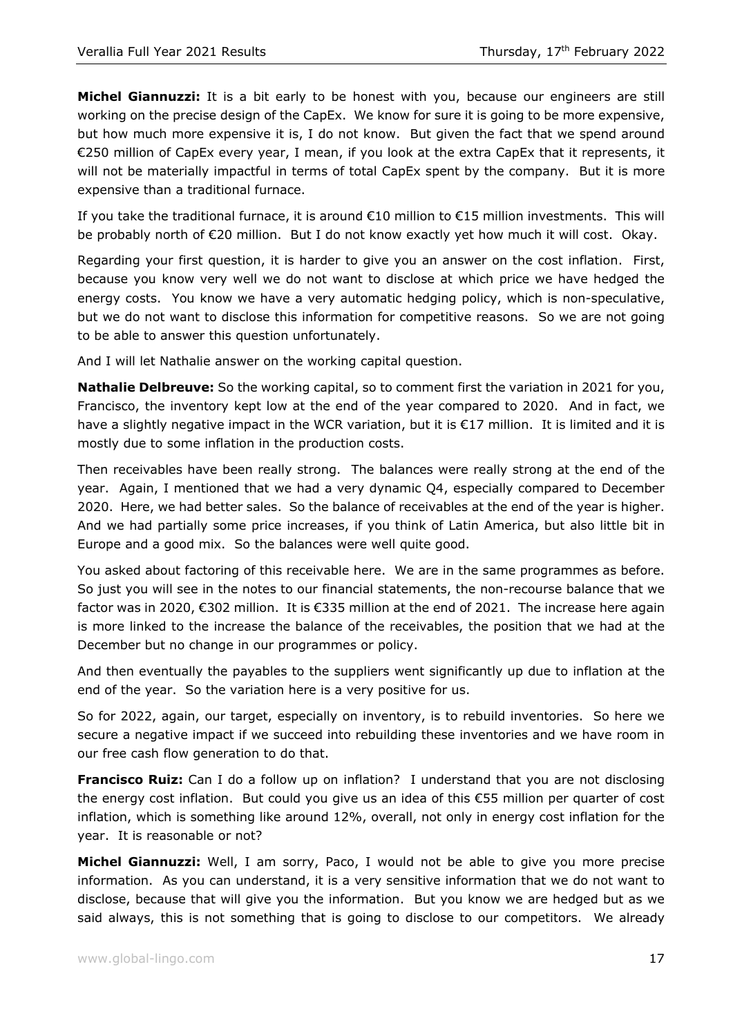**Michel Giannuzzi:** It is a bit early to be honest with you, because our engineers are still working on the precise design of the CapEx. We know for sure it is going to be more expensive, but how much more expensive it is, I do not know. But given the fact that we spend around €250 million of CapEx every year, I mean, if you look at the extra CapEx that it represents, it will not be materially impactful in terms of total CapEx spent by the company. But it is more expensive than a traditional furnace.

If you take the traditional furnace, it is around €10 million to €15 million investments. This will be probably north of €20 million. But I do not know exactly yet how much it will cost. Okay.

Regarding your first question, it is harder to give you an answer on the cost inflation. First, because you know very well we do not want to disclose at which price we have hedged the energy costs. You know we have a very automatic hedging policy, which is non-speculative, but we do not want to disclose this information for competitive reasons. So we are not going to be able to answer this question unfortunately.

And I will let Nathalie answer on the working capital question.

**Nathalie Delbreuve:** So the working capital, so to comment first the variation in 2021 for you, Francisco, the inventory kept low at the end of the year compared to 2020. And in fact, we have a slightly negative impact in the WCR variation, but it is €17 million. It is limited and it is mostly due to some inflation in the production costs.

Then receivables have been really strong. The balances were really strong at the end of the year. Again, I mentioned that we had a very dynamic Q4, especially compared to December 2020. Here, we had better sales. So the balance of receivables at the end of the year is higher. And we had partially some price increases, if you think of Latin America, but also little bit in Europe and a good mix. So the balances were well quite good.

You asked about factoring of this receivable here. We are in the same programmes as before. So just you will see in the notes to our financial statements, the non-recourse balance that we factor was in 2020, €302 million. It is €335 million at the end of 2021. The increase here again is more linked to the increase the balance of the receivables, the position that we had at the December but no change in our programmes or policy.

And then eventually the payables to the suppliers went significantly up due to inflation at the end of the year. So the variation here is a very positive for us.

So for 2022, again, our target, especially on inventory, is to rebuild inventories. So here we secure a negative impact if we succeed into rebuilding these inventories and we have room in our free cash flow generation to do that.

**Francisco Ruiz:** Can I do a follow up on inflation? I understand that you are not disclosing the energy cost inflation. But could you give us an idea of this €55 million per quarter of cost inflation, which is something like around 12%, overall, not only in energy cost inflation for the year. It is reasonable or not?

**Michel Giannuzzi:** Well, I am sorry, Paco, I would not be able to give you more precise information. As you can understand, it is a very sensitive information that we do not want to disclose, because that will give you the information. But you know we are hedged but as we said always, this is not something that is going to disclose to our competitors. We already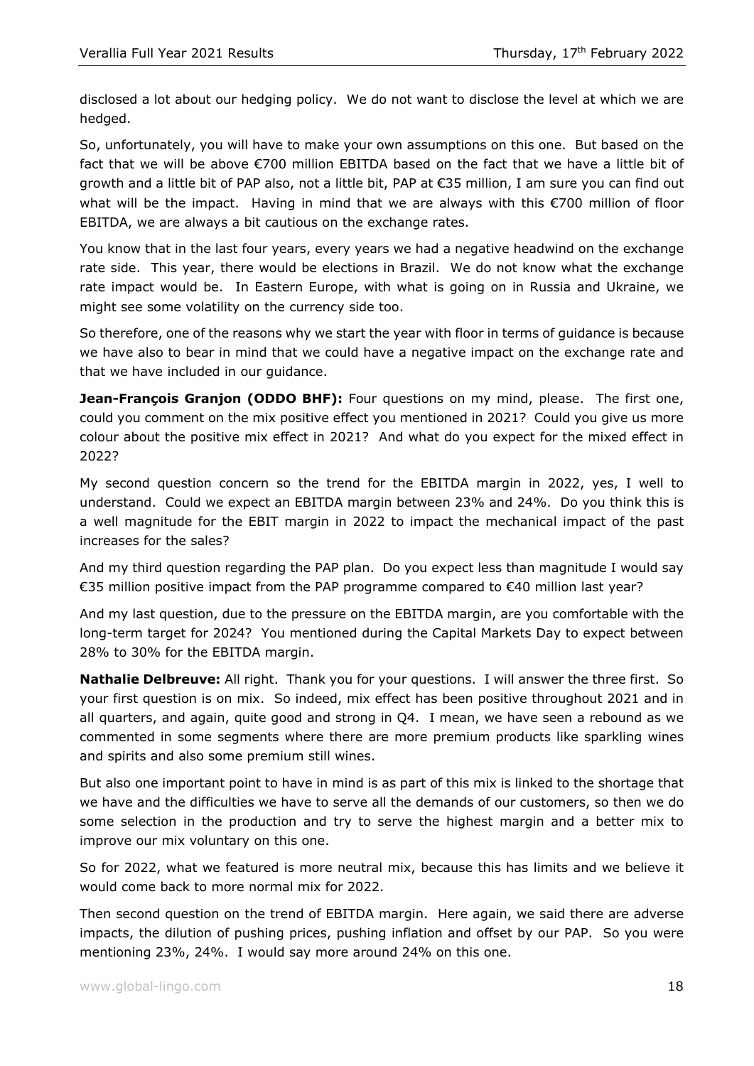disclosed a lot about our hedging policy. We do not want to disclose the level at which we are hedged.

So, unfortunately, you will have to make your own assumptions on this one. But based on the fact that we will be above €700 million EBITDA based on the fact that we have a little bit of growth and a little bit of PAP also, not a little bit, PAP at €35 million, I am sure you can find out what will be the impact. Having in mind that we are always with this €700 million of floor EBITDA, we are always a bit cautious on the exchange rates.

You know that in the last four years, every years we had a negative headwind on the exchange rate side. This year, there would be elections in Brazil. We do not know what the exchange rate impact would be. In Eastern Europe, with what is going on in Russia and Ukraine, we might see some volatility on the currency side too.

So therefore, one of the reasons why we start the year with floor in terms of guidance is because we have also to bear in mind that we could have a negative impact on the exchange rate and that we have included in our guidance.

**Jean-François Granjon (ODDO BHF):** Four questions on my mind, please. The first one, could you comment on the mix positive effect you mentioned in 2021? Could you give us more colour about the positive mix effect in 2021? And what do you expect for the mixed effect in 2022?

My second question concern so the trend for the EBITDA margin in 2022, yes, I well to understand. Could we expect an EBITDA margin between 23% and 24%. Do you think this is a well magnitude for the EBIT margin in 2022 to impact the mechanical impact of the past increases for the sales?

And my third question regarding the PAP plan. Do you expect less than magnitude I would say €35 million positive impact from the PAP programme compared to €40 million last year?

And my last question, due to the pressure on the EBITDA margin, are you comfortable with the long-term target for 2024? You mentioned during the Capital Markets Day to expect between 28% to 30% for the EBITDA margin.

**Nathalie Delbreuve:** All right. Thank you for your questions. I will answer the three first. So your first question is on mix. So indeed, mix effect has been positive throughout 2021 and in all quarters, and again, quite good and strong in Q4. I mean, we have seen a rebound as we commented in some segments where there are more premium products like sparkling wines and spirits and also some premium still wines.

But also one important point to have in mind is as part of this mix is linked to the shortage that we have and the difficulties we have to serve all the demands of our customers, so then we do some selection in the production and try to serve the highest margin and a better mix to improve our mix voluntary on this one.

So for 2022, what we featured is more neutral mix, because this has limits and we believe it would come back to more normal mix for 2022.

Then second question on the trend of EBITDA margin. Here again, we said there are adverse impacts, the dilution of pushing prices, pushing inflation and offset by our PAP. So you were mentioning 23%, 24%. I would say more around 24% on this one.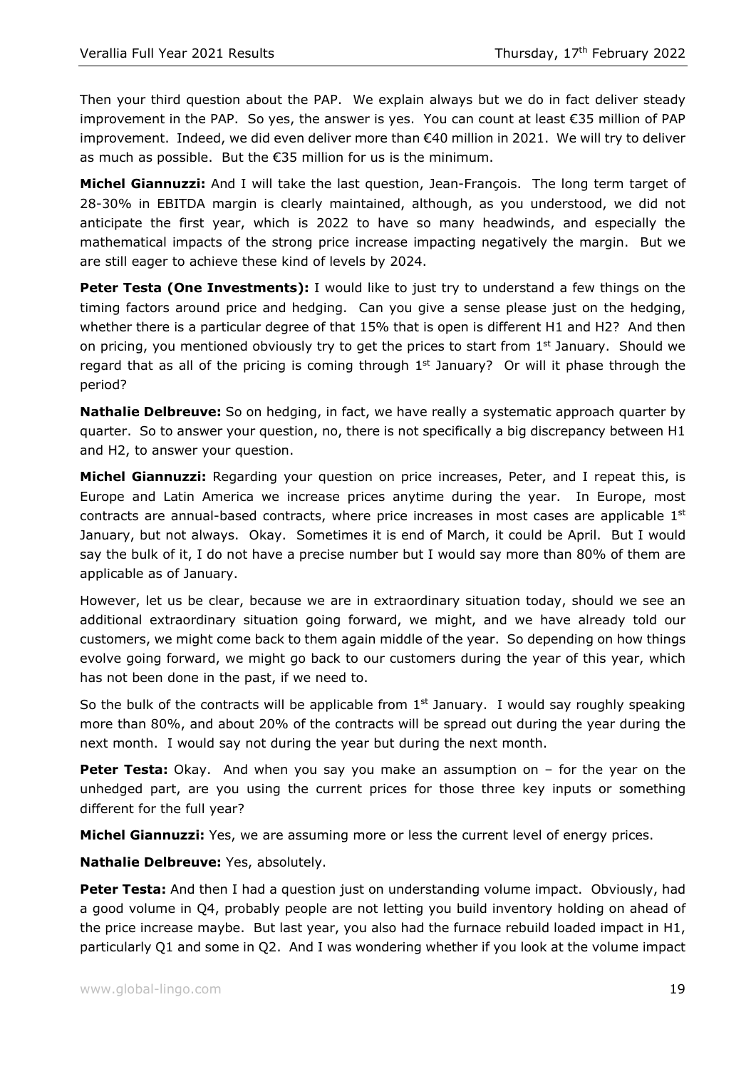Then your third question about the PAP. We explain always but we do in fact deliver steady improvement in the PAP. So yes, the answer is yes. You can count at least €35 million of PAP improvement. Indeed, we did even deliver more than €40 million in 2021. We will try to deliver as much as possible. But the €35 million for us is the minimum.

**Michel Giannuzzi:** And I will take the last question, Jean-François. The long term target of 28-30% in EBITDA margin is clearly maintained, although, as you understood, we did not anticipate the first year, which is 2022 to have so many headwinds, and especially the mathematical impacts of the strong price increase impacting negatively the margin. But we are still eager to achieve these kind of levels by 2024.

**Peter Testa (One Investments):** I would like to just try to understand a few things on the timing factors around price and hedging. Can you give a sense please just on the hedging, whether there is a particular degree of that 15% that is open is different H1 and H2? And then on pricing, you mentioned obviously try to get the prices to start from 1st January. Should we regard that as all of the pricing is coming through 1st January? Or will it phase through the period?

**Nathalie Delbreuve:** So on hedging, in fact, we have really a systematic approach quarter by quarter. So to answer your question, no, there is not specifically a big discrepancy between H1 and H2, to answer your question.

**Michel Giannuzzi:** Regarding your question on price increases, Peter, and I repeat this, is Europe and Latin America we increase prices anytime during the year. In Europe, most contracts are annual-based contracts, where price increases in most cases are applicable 1st January, but not always. Okay. Sometimes it is end of March, it could be April. But I would say the bulk of it, I do not have a precise number but I would say more than 80% of them are applicable as of January.

However, let us be clear, because we are in extraordinary situation today, should we see an additional extraordinary situation going forward, we might, and we have already told our customers, we might come back to them again middle of the year. So depending on how things evolve going forward, we might go back to our customers during the year of this year, which has not been done in the past, if we need to.

So the bulk of the contracts will be applicable from 1st January. I would say roughly speaking more than 80%, and about 20% of the contracts will be spread out during the year during the next month. I would say not during the year but during the next month.

**Peter Testa:** Okay. And when you say you make an assumption on – for the year on the unhedged part, are you using the current prices for those three key inputs or something different for the full year?

**Michel Giannuzzi:** Yes, we are assuming more or less the current level of energy prices.

**Nathalie Delbreuve:** Yes, absolutely.

**Peter Testa:** And then I had a question just on understanding volume impact. Obviously, had a good volume in Q4, probably people are not letting you build inventory holding on ahead of the price increase maybe. But last year, you also had the furnace rebuild loaded impact in H1, particularly Q1 and some in Q2. And I was wondering whether if you look at the volume impact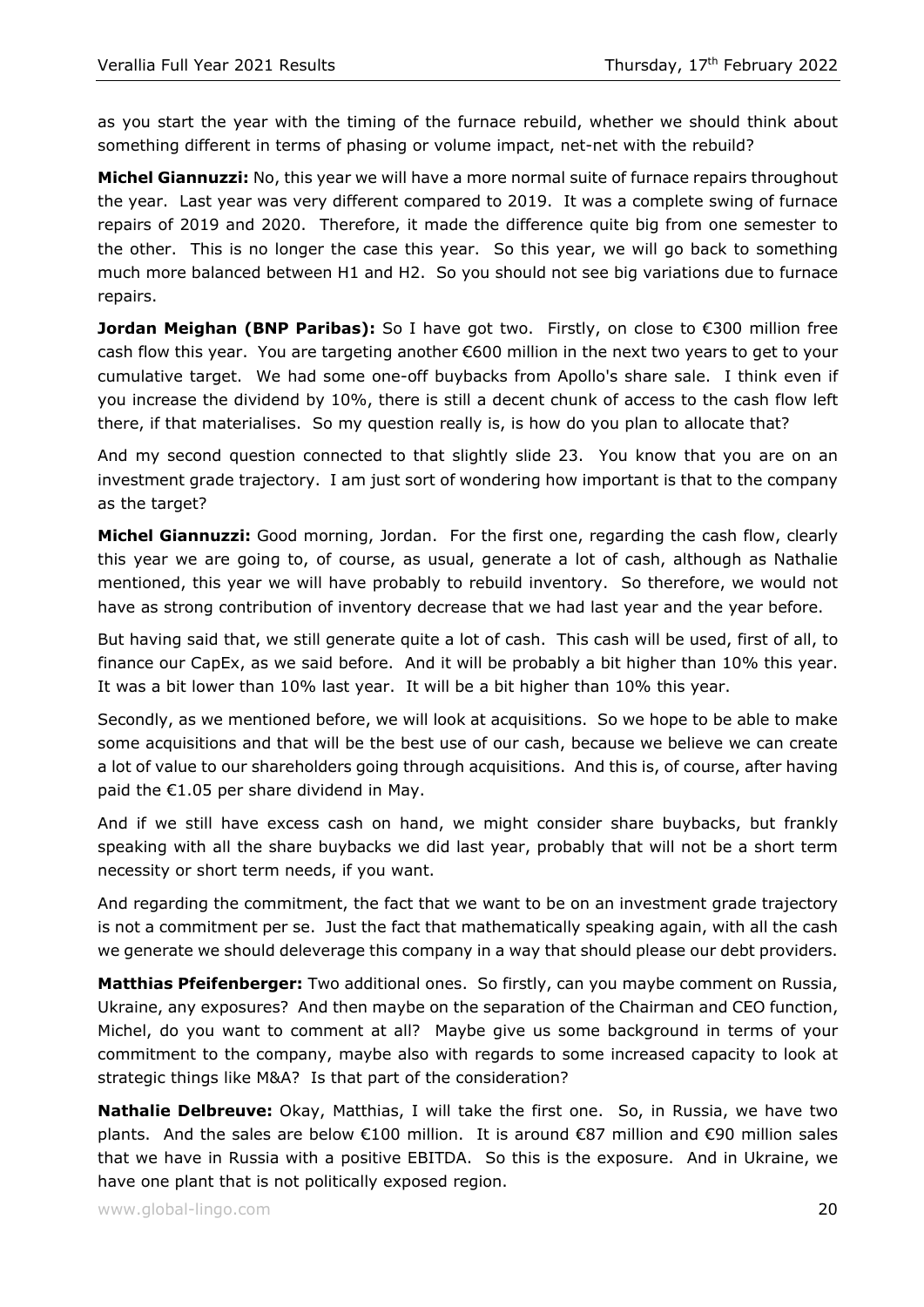as you start the year with the timing of the furnace rebuild, whether we should think about something different in terms of phasing or volume impact, net-net with the rebuild?

**Michel Giannuzzi:** No, this year we will have a more normal suite of furnace repairs throughout the year. Last year was very different compared to 2019. It was a complete swing of furnace repairs of 2019 and 2020. Therefore, it made the difference quite big from one semester to the other. This is no longer the case this year. So this year, we will go back to something much more balanced between H1 and H2. So you should not see big variations due to furnace repairs.

**Jordan Meighan (BNP Paribas):** So I have got two. Firstly, on close to €300 million free cash flow this year. You are targeting another €600 million in the next two years to get to your cumulative target. We had some one-off buybacks from Apollo's share sale. I think even if you increase the dividend by 10%, there is still a decent chunk of access to the cash flow left there, if that materialises. So my question really is, is how do you plan to allocate that?

And my second question connected to that slightly slide 23. You know that you are on an investment grade trajectory. I am just sort of wondering how important is that to the company as the target?

**Michel Giannuzzi:** Good morning, Jordan. For the first one, regarding the cash flow, clearly this year we are going to, of course, as usual, generate a lot of cash, although as Nathalie mentioned, this year we will have probably to rebuild inventory. So therefore, we would not have as strong contribution of inventory decrease that we had last year and the year before.

But having said that, we still generate quite a lot of cash. This cash will be used, first of all, to finance our CapEx, as we said before. And it will be probably a bit higher than 10% this year. It was a bit lower than 10% last year. It will be a bit higher than 10% this year.

Secondly, as we mentioned before, we will look at acquisitions. So we hope to be able to make some acquisitions and that will be the best use of our cash, because we believe we can create a lot of value to our shareholders going through acquisitions. And this is, of course, after having paid the €1.05 per share dividend in May.

And if we still have excess cash on hand, we might consider share buybacks, but frankly speaking with all the share buybacks we did last year, probably that will not be a short term necessity or short term needs, if you want.

And regarding the commitment, the fact that we want to be on an investment grade trajectory is not a commitment per se. Just the fact that mathematically speaking again, with all the cash we generate we should deleverage this company in a way that should please our debt providers.

**Matthias Pfeifenberger:** Two additional ones. So firstly, can you maybe comment on Russia, Ukraine, any exposures? And then maybe on the separation of the Chairman and CEO function, Michel, do you want to comment at all? Maybe give us some background in terms of your commitment to the company, maybe also with regards to some increased capacity to look at strategic things like M&A? Is that part of the consideration?

**Nathalie Delbreuve:** Okay, Matthias, I will take the first one. So, in Russia, we have two plants. And the sales are below €100 million. It is around €87 million and €90 million sales that we have in Russia with a positive EBITDA. So this is the exposure. And in Ukraine, we have one plant that is not politically exposed region.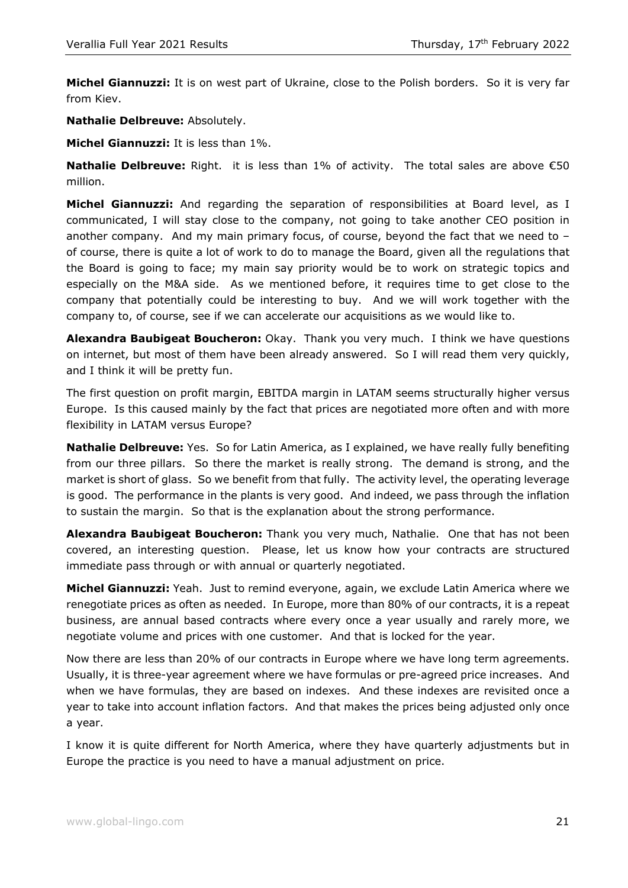**Michel Giannuzzi:** It is on west part of Ukraine, close to the Polish borders. So it is very far from Kiev.

**Nathalie Delbreuve:** Absolutely.

**Michel Giannuzzi:** It is less than 1%.

**Nathalie Delbreuve:** Right. it is less than 1% of activity. The total sales are above €50 million.

**Michel Giannuzzi:** And regarding the separation of responsibilities at Board level, as I communicated, I will stay close to the company, not going to take another CEO position in another company. And my main primary focus, of course, beyond the fact that we need to – of course, there is quite a lot of work to do to manage the Board, given all the regulations that the Board is going to face; my main say priority would be to work on strategic topics and especially on the M&A side. As we mentioned before, it requires time to get close to the company that potentially could be interesting to buy. And we will work together with the company to, of course, see if we can accelerate our acquisitions as we would like to.

**Alexandra Baubigeat Boucheron:** Okay. Thank you very much. I think we have questions on internet, but most of them have been already answered. So I will read them very quickly, and I think it will be pretty fun.

The first question on profit margin, EBITDA margin in LATAM seems structurally higher versus Europe. Is this caused mainly by the fact that prices are negotiated more often and with more flexibility in LATAM versus Europe?

**Nathalie Delbreuve:** Yes. So for Latin America, as I explained, we have really fully benefiting from our three pillars. So there the market is really strong. The demand is strong, and the market is short of glass. So we benefit from that fully. The activity level, the operating leverage is good. The performance in the plants is very good. And indeed, we pass through the inflation to sustain the margin. So that is the explanation about the strong performance.

**Alexandra Baubigeat Boucheron:** Thank you very much, Nathalie. One that has not been covered, an interesting question. Please, let us know how your contracts are structured immediate pass through or with annual or quarterly negotiated.

**Michel Giannuzzi:** Yeah. Just to remind everyone, again, we exclude Latin America where we renegotiate prices as often as needed. In Europe, more than 80% of our contracts, it is a repeat business, are annual based contracts where every once a year usually and rarely more, we negotiate volume and prices with one customer. And that is locked for the year.

Now there are less than 20% of our contracts in Europe where we have long term agreements. Usually, it is three-year agreement where we have formulas or pre-agreed price increases. And when we have formulas, they are based on indexes. And these indexes are revisited once a year to take into account inflation factors. And that makes the prices being adjusted only once a year.

I know it is quite different for North America, where they have quarterly adjustments but in Europe the practice is you need to have a manual adjustment on price.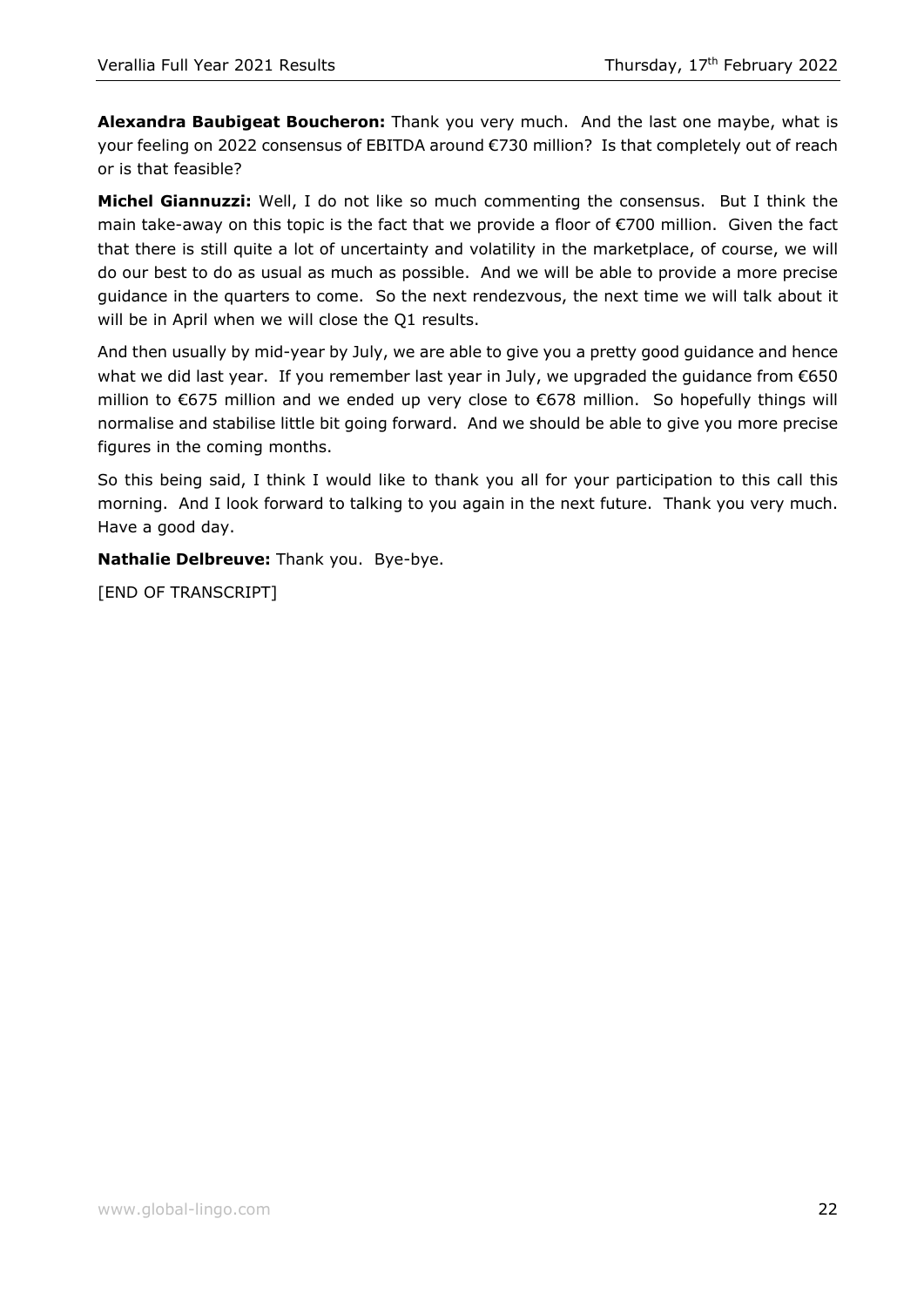**Alexandra Baubigeat Boucheron:** Thank you very much. And the last one maybe, what is your feeling on 2022 consensus of EBITDA around €730 million? Is that completely out of reach or is that feasible?

**Michel Giannuzzi:** Well, I do not like so much commenting the consensus. But I think the main take-away on this topic is the fact that we provide a floor of €700 million. Given the fact that there is still quite a lot of uncertainty and volatility in the marketplace, of course, we will do our best to do as usual as much as possible. And we will be able to provide a more precise guidance in the quarters to come. So the next rendezvous, the next time we will talk about it will be in April when we will close the Q1 results.

And then usually by mid-year by July, we are able to give you a pretty good guidance and hence what we did last year. If you remember last year in July, we upgraded the guidance from €650 million to €675 million and we ended up very close to €678 million. So hopefully things will normalise and stabilise little bit going forward. And we should be able to give you more precise figures in the coming months.

So this being said, I think I would like to thank you all for your participation to this call this morning. And I look forward to talking to you again in the next future. Thank you very much. Have a good day.

**Nathalie Delbreuve:** Thank you. Bye-bye.

[END OF TRANSCRIPT]